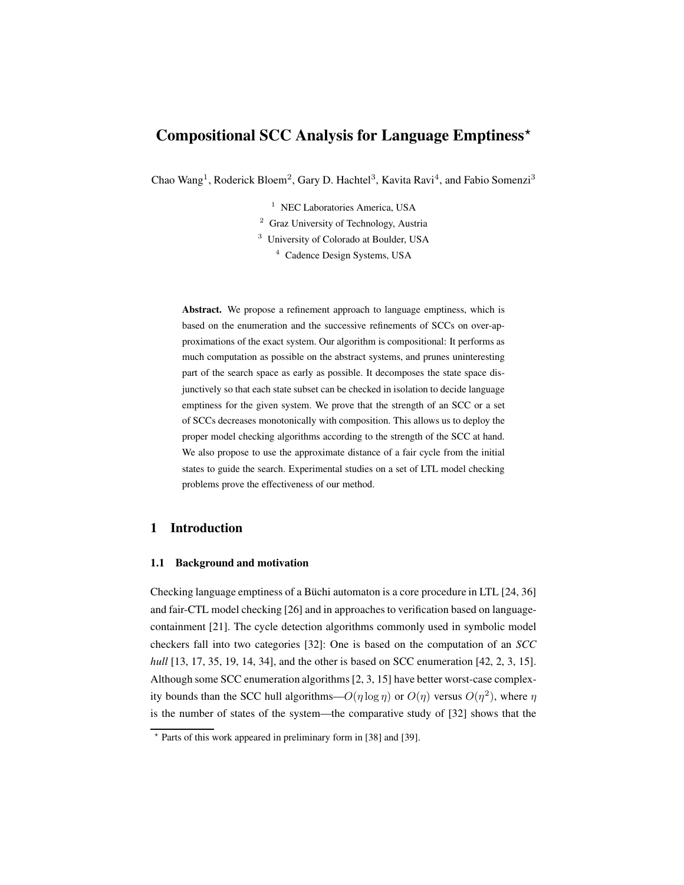# Compositional SCC Analysis for Language Emptiness*

Chao Wang[1], Roderick Bloem[2], Gary D. Hachtel[3], Kavita Ravi[4], and Fabio Somenzi[3]

[1] NEC Laboratories America, USA
[2] Graz University of Technology, Austria
[3] University of Colorado at Boulder, USA
[4] Cadence Design Systems, USA

**Abstract.** We propose a refinement approach to language emptiness, which is based on the enumeration and the successive refinements of SCCs on over-approximations of the exact system. Our algorithm is compositional: It performs as much computation as possible on the abstract systems, and prunes uninteresting part of the search space as early as possible. It decomposes the state space disjunctively so that each state subset can be checked in isolation to decide language emptiness for the given system. We prove that the strength of an SCC or a set of SCCs decreases monotonically with composition. This allows us to deploy the proper model checking algorithms according to the strength of the SCC at hand. We also propose to use the approximate distance of a fair cycle from the initial states to guide the search. Experimental studies on a set of LTL model checking problems prove the effectiveness of our method.

## 1 Introduction

### 1.1 Background and motivation

Checking language emptiness of a Büchi automaton is a core procedure in LTL [24, 36] and fair-CTL model checking [26] and in approaches to verification based on language-containment [21]. The cycle detection algorithms commonly used in symbolic model checkers fall into two categories [32]: One is based on the computation of an *SCC hull* [13, 17, 35, 19, 14, 34], and the other is based on SCC enumeration [42, 2, 3, 15]. Although some SCC enumeration algorithms [2, 3, 15] have better worst-case complexity bounds than the SCC hull algorithms—$O(\eta \log \eta)$ or $O(\eta)$ versus $O(\eta^2)$, where $\eta$ is the number of states of the system—the comparative study of [32] shows that the

* Parts of this work appeared in preliminary form in [38] and [39].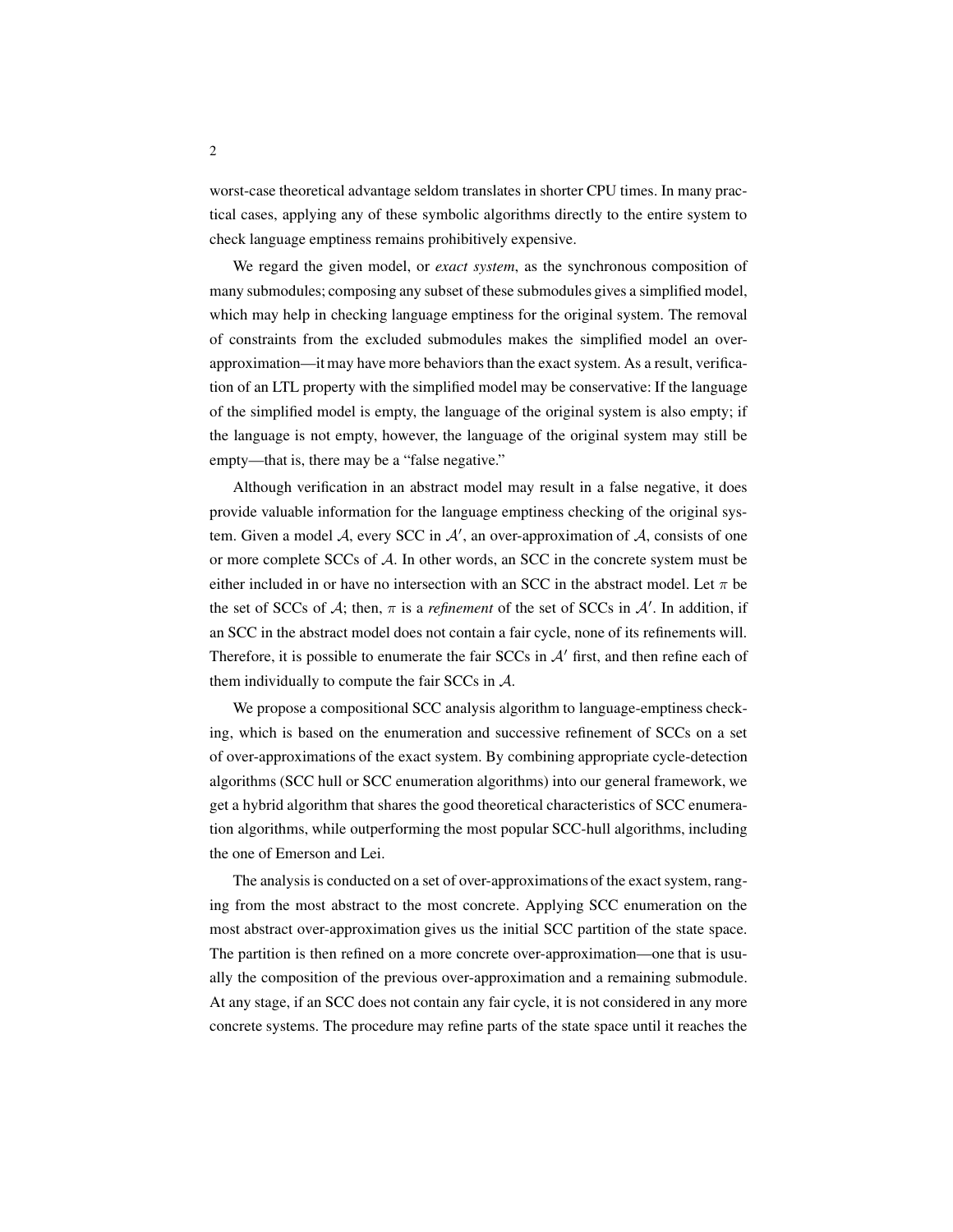worst-case theoretical advantage seldom translates in shorter CPU times. In many practical cases, applying any of these symbolic algorithms directly to the entire system to check language emptiness remains prohibitively expensive.

We regard the given model, or *exact system*, as the synchronous composition of many submodules; composing any subset of these submodules gives a simplified model, which may help in checking language emptiness for the original system. The removal of constraints from the excluded submodules makes the simplified model an over-approximation—it may have more behaviors than the exact system. As a result, verification of an LTL property with the simplified model may be conservative: If the language of the simplified model is empty, the language of the original system is also empty; if the language is not empty, however, the language of the original system may still be empty—that is, there may be a "false negative."

Although verification in an abstract model may result in a false negative, it does provide valuable information for the language emptiness checking of the original system. Given a model $\mathcal{A}$, every SCC in $\mathcal{A}'$, an over-approximation of $\mathcal{A}$, consists of one or more complete SCCs of $\mathcal{A}$. In other words, an SCC in the concrete system must be either included in or have no intersection with an SCC in the abstract model. Let $\pi$ be the set of SCCs of $\mathcal{A}$; then, $\pi$ is a *refinement* of the set of SCCs in $\mathcal{A}'$. In addition, if an SCC in the abstract model does not contain a fair cycle, none of its refinements will. Therefore, it is possible to enumerate the fair SCCs in $\mathcal{A}'$ first, and then refine each of them individually to compute the fair SCCs in $\mathcal{A}$.

We propose a compositional SCC analysis algorithm to language-emptiness checking, which is based on the enumeration and successive refinement of SCCs on a set of over-approximations of the exact system. By combining appropriate cycle-detection algorithms (SCC hull or SCC enumeration algorithms) into our general framework, we get a hybrid algorithm that shares the good theoretical characteristics of SCC enumeration algorithms, while outperforming the most popular SCC-hull algorithms, including the one of Emerson and Lei.

The analysis is conducted on a set of over-approximations of the exact system, ranging from the most abstract to the most concrete. Applying SCC enumeration on the most abstract over-approximation gives us the initial SCC partition of the state space. The partition is then refined on a more concrete over-approximation—one that is usually the composition of the previous over-approximation and a remaining submodule. At any stage, if an SCC does not contain any fair cycle, it is not considered in any more concrete systems. The procedure may refine parts of the state space until it reaches the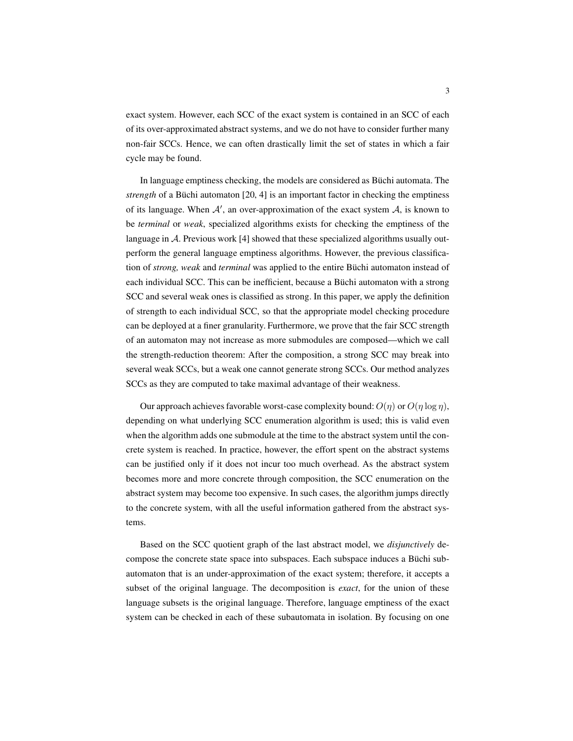exact system. However, each SCC of the exact system is contained in an SCC of each of its over-approximated abstract systems, and we do not have to consider further many non-fair SCCs. Hence, we can often drastically limit the set of states in which a fair cycle may be found.

In language emptiness checking, the models are considered as Büchi automata. The *strength* of a Büchi automaton [20, 4] is an important factor in checking the emptiness of its language. When $\mathcal{A}'$, an over-approximation of the exact system $\mathcal{A}$, is known to be *terminal* or *weak*, specialized algorithms exists for checking the emptiness of the language in $\mathcal{A}$. Previous work [4] showed that these specialized algorithms usually outperform the general language emptiness algorithms. However, the previous classification of *strong, weak* and *terminal* was applied to the entire Büchi automaton instead of each individual SCC. This can be inefficient, because a Büchi automaton with a strong SCC and several weak ones is classified as strong. In this paper, we apply the definition of strength to each individual SCC, so that the appropriate model checking procedure can be deployed at a finer granularity. Furthermore, we prove that the fair SCC strength of an automaton may not increase as more submodules are composed—which we call the strength-reduction theorem: After the composition, a strong SCC may break into several weak SCCs, but a weak one cannot generate strong SCCs. Our method analyzes SCCs as they are computed to take maximal advantage of their weakness.

Our approach achieves favorable worst-case complexity bound: $O(\eta)$ or $O(\eta \log \eta)$, depending on what underlying SCC enumeration algorithm is used; this is valid even when the algorithm adds one submodule at the time to the abstract system until the concrete system is reached. In practice, however, the effort spent on the abstract systems can be justified only if it does not incur too much overhead. As the abstract system becomes more and more concrete through composition, the SCC enumeration on the abstract system may become too expensive. In such cases, the algorithm jumps directly to the concrete system, with all the useful information gathered from the abstract systems.

Based on the SCC quotient graph of the last abstract model, we *disjunctively* decompose the concrete state space into subspaces. Each subspace induces a Büchi subautomaton that is an under-approximation of the exact system; therefore, it accepts a subset of the original language. The decomposition is *exact*, for the union of these language subsets is the original language. Therefore, language emptiness of the exact system can be checked in each of these subautomata in isolation. By focusing on one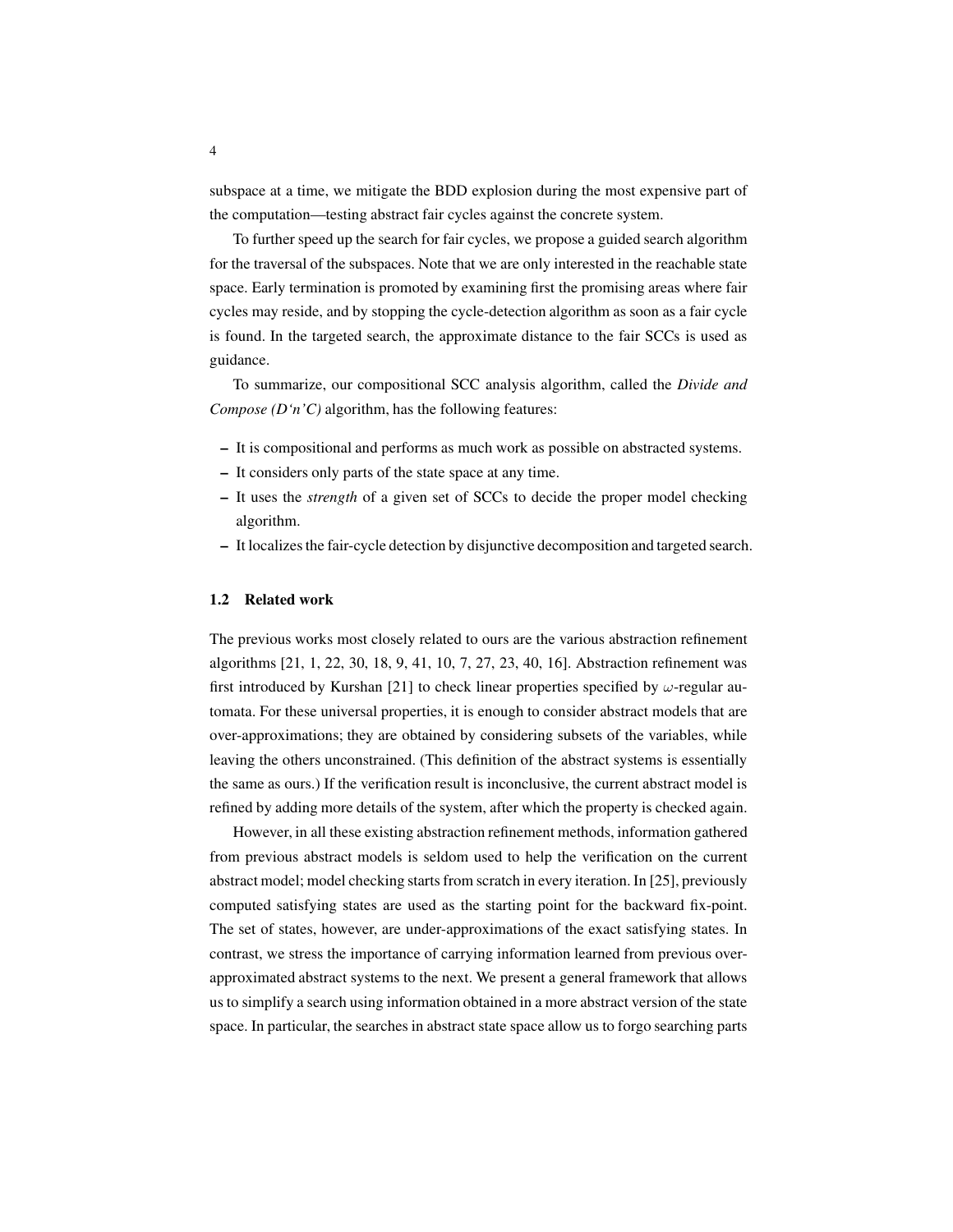subspace at a time, we mitigate the BDD explosion during the most expensive part of the computation—testing abstract fair cycles against the concrete system.

To further speed up the search for fair cycles, we propose a guided search algorithm for the traversal of the subspaces. Note that we are only interested in the reachable state space. Early termination is promoted by examining first the promising areas where fair cycles may reside, and by stopping the cycle-detection algorithm as soon as a fair cycle is found. In the targeted search, the approximate distance to the fair SCCs is used as guidance.

To summarize, our compositional SCC analysis algorithm, called the *Divide and Compose (D'n'C)* algorithm, has the following features:

- It is compositional and performs as much work as possible on abstracted systems.
- It considers only parts of the state space at any time.
- It uses the *strength* of a given set of SCCs to decide the proper model checking algorithm.
- It localizes the fair-cycle detection by disjunctive decomposition and targeted search.

### 1.2 Related work

The previous works most closely related to ours are the various abstraction refinement algorithms [21, 1, 22, 30, 18, 9, 41, 10, 7, 27, 23, 40, 16]. Abstraction refinement was first introduced by Kurshan [21] to check linear properties specified by $\omega$-regular automata. For these universal properties, it is enough to consider abstract models that are over-approximations; they are obtained by considering subsets of the variables, while leaving the others unconstrained. (This definition of the abstract systems is essentially the same as ours.) If the verification result is inconclusive, the current abstract model is refined by adding more details of the system, after which the property is checked again.

However, in all these existing abstraction refinement methods, information gathered from previous abstract models is seldom used to help the verification on the current abstract model; model checking starts from scratch in every iteration. In [25], previously computed satisfying states are used as the starting point for the backward fix-point. The set of states, however, are under-approximations of the exact satisfying states. In contrast, we stress the importance of carrying information learned from previous over-approximated abstract systems to the next. We present a general framework that allows us to simplify a search using information obtained in a more abstract version of the state space. In particular, the searches in abstract state space allow us to forgo searching parts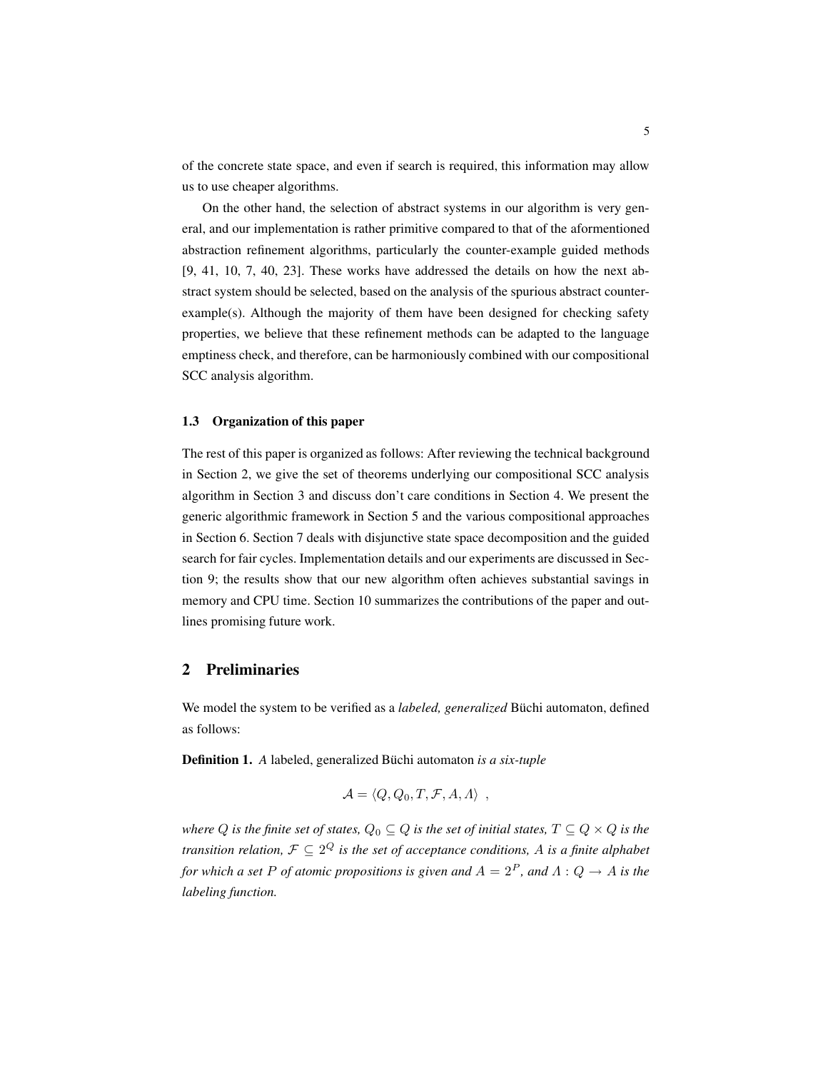of the concrete state space, and even if search is required, this information may allow us to use cheaper algorithms.

On the other hand, the selection of abstract systems in our algorithm is very general, and our implementation is rather primitive compared to that of the aforementioned abstraction refinement algorithms, particularly the counter-example guided methods [9, 41, 10, 7, 40, 23]. These works have addressed the details on how the next abstract system should be selected, based on the analysis of the spurious abstract counter-example(s). Although the majority of them have been designed for checking safety properties, we believe that these refinement methods can be adapted to the language emptiness check, and therefore, can be harmoniously combined with our compositional SCC analysis algorithm.

### 1.3 Organization of this paper

The rest of this paper is organized as follows: After reviewing the technical background in Section 2, we give the set of theorems underlying our compositional SCC analysis algorithm in Section 3 and discuss don't care conditions in Section 4. We present the generic algorithmic framework in Section 5 and the various compositional approaches in Section 6. Section 7 deals with disjunctive state space decomposition and the guided search for fair cycles. Implementation details and our experiments are discussed in Section 9; the results show that our new algorithm often achieves substantial savings in memory and CPU time. Section 10 summarizes the contributions of the paper and outlines promising future work.

## 2 Preliminaries

We model the system to be verified as a *labeled, generalized* Büchi automaton, defined as follows:

**Definition 1.** *A* labeled, generalized Büchi automaton *is a six-tuple*

$$\mathcal{A} = \langle Q, Q_0, T, \mathcal{F}, A, \Lambda \rangle \enspace ,$$

*where $Q$ is the finite set of states, $Q_0 \subseteq Q$ is the set of initial states, $T \subseteq Q \times Q$ is the transition relation, $\mathcal{F} \subseteq 2^Q$ is the set of acceptance conditions, $A$ is a finite alphabet for which a set $P$ of atomic propositions is given and $A = 2^P$, and $\Lambda : Q \to A$ is the labeling function.*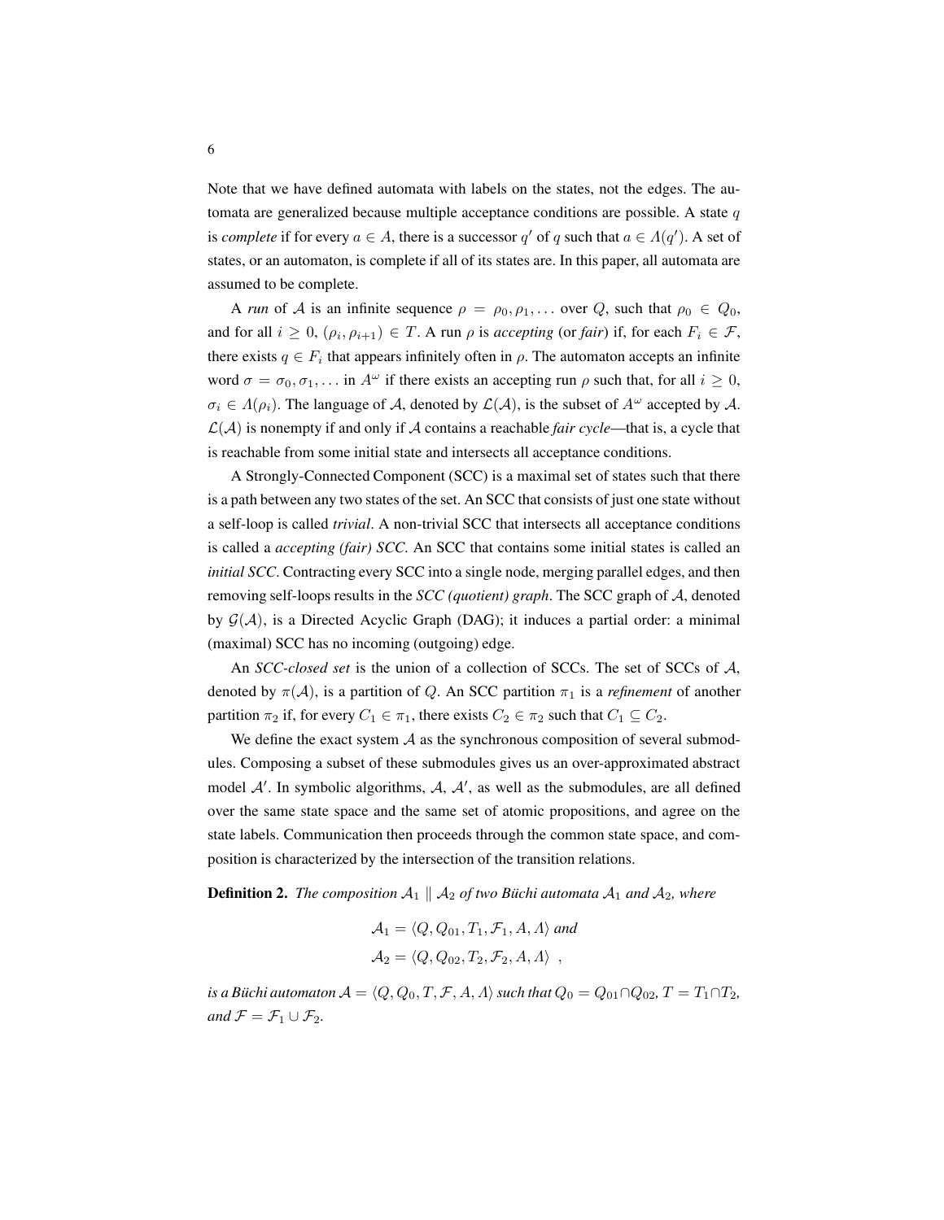Note that we have defined automata with labels on the states, not the edges. The automata are generalized because multiple acceptance conditions are possible. A state $q$ is *complete* if for every $a \in A$, there is a successor $q'$ of $q$ such that $a \in \Lambda(q')$. A set of states, or an automaton, is complete if all of its states are. In this paper, all automata are assumed to be complete.

A *run* of $\mathcal{A}$ is an infinite sequence $\rho = \rho_0, \rho_1, \ldots$ over $Q$, such that $\rho_0 \in Q_0$, and for all $i \geq 0$, $(\rho_i, \rho_{i+1}) \in T$. A run $\rho$ is *accepting* (or *fair*) if, for each $F_i \in \mathcal{F}$, there exists $q \in F_i$ that appears infinitely often in $\rho$. The automaton accepts an infinite word $\sigma = \sigma_0, \sigma_1, \ldots$ in $A^\omega$ if there exists an accepting run $\rho$ such that, for all $i \geq 0$, $\sigma_i \in \Lambda(\rho_i)$. The language of $\mathcal{A}$, denoted by $\mathcal{L}(\mathcal{A})$, is the subset of $A^\omega$ accepted by $\mathcal{A}$. $\mathcal{L}(\mathcal{A})$ is nonempty if and only if $\mathcal{A}$ contains a reachable *fair cycle*—that is, a cycle that is reachable from some initial state and intersects all acceptance conditions.

A Strongly-Connected Component (SCC) is a maximal set of states such that there is a path between any two states of the set. An SCC that consists of just one state without a self-loop is called *trivial*. A non-trivial SCC that intersects all acceptance conditions is called a *accepting (fair) SCC*. An SCC that contains some initial states is called an *initial SCC*. Contracting every SCC into a single node, merging parallel edges, and then removing self-loops results in the ***SCC (quotient) graph***. The SCC graph of $\mathcal{A}$, denoted by $\mathcal{G}(\mathcal{A})$, is a Directed Acyclic Graph (DAG); it induces a partial order: a minimal (maximal) SCC has no incoming (outgoing) edge.

An *SCC-closed set* is the union of a collection of SCCs. The set of SCCs of $\mathcal{A}$, denoted by $\pi(\mathcal{A})$, is a partition of $Q$. An SCC partition $\pi_1$ is a *refinement* of another partition $\pi_2$ if, for every $C_1 \in \pi_1$, there exists $C_2 \in \pi_2$ such that $C_1 \subseteq C_2$.

We define the exact system $\mathcal{A}$ as the synchronous composition of several submodules. Composing a subset of these submodules gives us an over-approximated abstract model $\mathcal{A}'$. In symbolic algorithms, $\mathcal{A}$, $\mathcal{A}'$, as well as the submodules, are all defined over the same state space and the same set of atomic propositions, and agree on the state labels. Communication then proceeds through the common state space, and composition is characterized by the intersection of the transition relations.

**Definition 2.** *The composition $\mathcal{A}_1 \parallel \mathcal{A}_2$ of two Büchi automata $\mathcal{A}_1$ and $\mathcal{A}_2$, where*

$$\mathcal{A}_1 = \langle Q, Q_{01}, T_1, \mathcal{F}_1, A, \Lambda \rangle \text{ and}$$
$$\mathcal{A}_2 = \langle Q, Q_{02}, T_2, \mathcal{F}_2, A, \Lambda \rangle \ ,$$

*is a Büchi automaton $\mathcal{A} = \langle Q, Q_0, T, \mathcal{F}, A, \Lambda \rangle$ such that $Q_0 = Q_{01} \cap Q_{02}$, $T = T_1 \cap T_2$, and $\mathcal{F} = \mathcal{F}_1 \cup \mathcal{F}_2$.*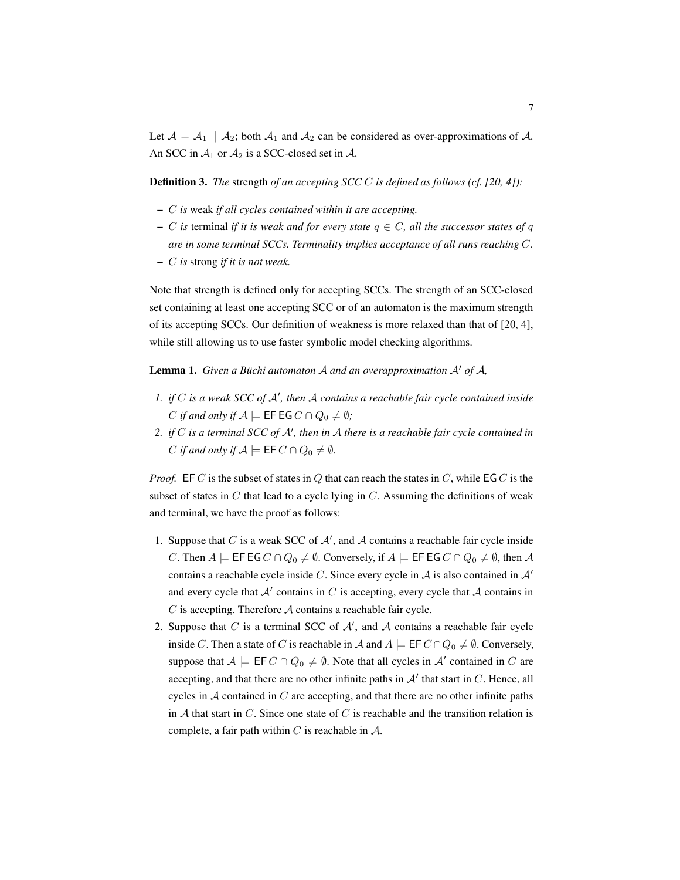Let $\mathcal{A} = \mathcal{A}_1 \parallel \mathcal{A}_2$; both $\mathcal{A}_1$ and $\mathcal{A}_2$ can be considered as over-approximations of $\mathcal{A}$. An SCC in $\mathcal{A}_1$ or $\mathcal{A}_2$ is a SCC-closed set in $\mathcal{A}$.

**Definition 3.** *The* strength *of an accepting SCC $C$ is defined as follows (cf. [20, 4]):*

- *$C$ is* weak *if all cycles contained within it are accepting.*
- *$C$ is* terminal *if it is weak and for every state $q \in C$, all the successor states of $q$ are in some terminal SCCs. Terminality implies acceptance of all runs reaching $C$.*
- *$C$ is* strong *if it is not weak.*

Note that strength is defined only for accepting SCCs. The strength of an SCC-closed set containing at least one accepting SCC or of an automaton is the maximum strength of its accepting SCCs. Our definition of weakness is more relaxed than that of [20, 4], while still allowing us to use faster symbolic model checking algorithms.

**Lemma 1.** *Given a Büchi automaton $\mathcal{A}$ and an overapproximation $\mathcal{A}'$ of $\mathcal{A}$,*

1. *if $C$ is a weak SCC of $\mathcal{A}'$, then $\mathcal{A}$ contains a reachable fair cycle contained inside $C$ if and only if $\mathcal{A} \models \mathsf{EF}\,\mathsf{EG}\,C \cap Q_0 \neq \emptyset$;*
2. *if $C$ is a terminal SCC of $\mathcal{A}'$, then in $\mathcal{A}$ there is a reachable fair cycle contained in $C$ if and only if $\mathcal{A} \models \mathsf{EF}\,C \cap Q_0 \neq \emptyset$.*

*Proof.* $\mathsf{EF}\,C$ is the subset of states in $Q$ that can reach the states in $C$, while $\mathsf{EG}\,C$ is the subset of states in $C$ that lead to a cycle lying in $C$. Assuming the definitions of weak and terminal, we have the proof as follows:

1. Suppose that $C$ is a weak SCC of $\mathcal{A}'$, and $\mathcal{A}$ contains a reachable fair cycle inside $C$. Then $A \models \mathsf{EF}\,\mathsf{EG}\,C \cap Q_0 \neq \emptyset$. Conversely, if $A \models \mathsf{EF}\,\mathsf{EG}\,C \cap Q_0 \neq \emptyset$, then $\mathcal{A}$ contains a reachable cycle inside $C$. Since every cycle in $\mathcal{A}$ is also contained in $\mathcal{A}'$ and every cycle that $\mathcal{A}'$ contains in $C$ is accepting, every cycle that $\mathcal{A}$ contains in $C$ is accepting. Therefore $\mathcal{A}$ contains a reachable fair cycle.
2. Suppose that $C$ is a terminal SCC of $\mathcal{A}'$, and $\mathcal{A}$ contains a reachable fair cycle inside $C$. Then a state of $C$ is reachable in $\mathcal{A}$ and $A \models \mathsf{EF}\,C \cap Q_0 \neq \emptyset$. Conversely, suppose that $\mathcal{A} \models \mathsf{EF}\,C \cap Q_0 \neq \emptyset$. Note that all cycles in $\mathcal{A}'$ contained in $C$ are accepting, and that there are no other infinite paths in $\mathcal{A}'$ that start in $C$. Hence, all cycles in $\mathcal{A}$ contained in $C$ are accepting, and that there are no other infinite paths in $\mathcal{A}$ that start in $C$. Since one state of $C$ is reachable and the transition relation is complete, a fair path within $C$ is reachable in $\mathcal{A}$.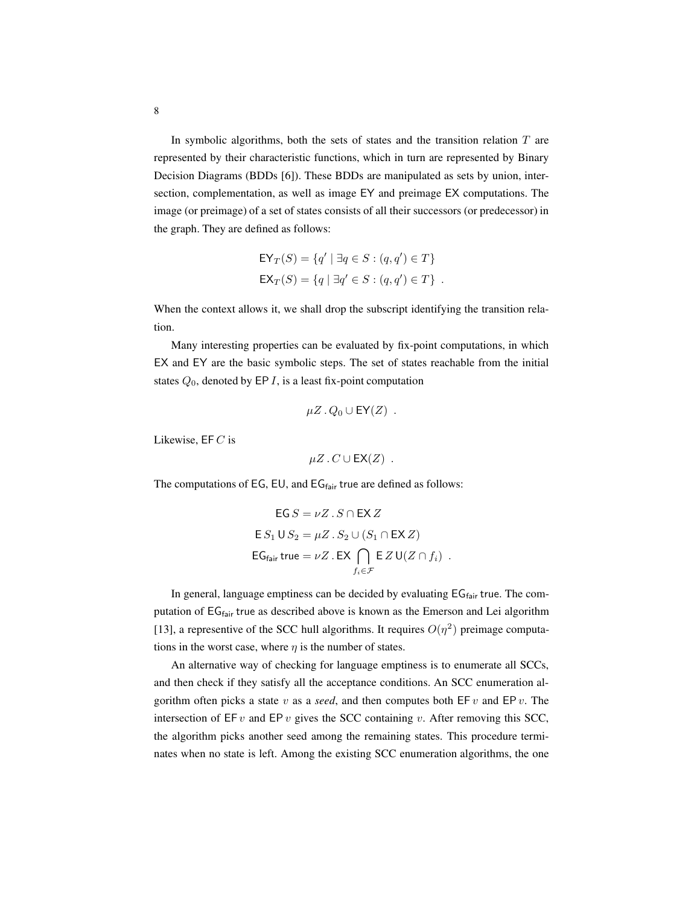In symbolic algorithms, both the sets of states and the transition relation $T$ are represented by their characteristic functions, which in turn are represented by Binary Decision Diagrams (BDDs [6]). These BDDs are manipulated as sets by union, intersection, complementation, as well as image $\mathsf{EY}$ and preimage $\mathsf{EX}$ computations. The image (or preimage) of a set of states consists of all their successors (or predecessor) in the graph. They are defined as follows:

$$
\begin{aligned}
\mathsf{EY}_T(S) &= \{q' \mid \exists q \in S : (q, q') \in T\} \\
\mathsf{EX}_T(S) &= \{q \mid \exists q' \in S : (q, q') \in T\} \ .
\end{aligned}
$$

When the context allows it, we shall drop the subscript identifying the transition relation.

Many interesting properties can be evaluated by fix-point computations, in which $\mathsf{EX}$ and $\mathsf{EY}$ are the basic symbolic steps. The set of states reachable from the initial states $Q_0$, denoted by $\mathsf{EP}\, I$, is a least fix-point computation

$$
\mu Z \,.\, Q_0 \cup \mathsf{EY}(Z) \ .
$$

Likewise, $\mathsf{EF}\, C$ is

$$
\mu Z \,.\, C \cup \mathsf{EX}(Z) \ .
$$

The computations of $\mathsf{EG}$, $\mathsf{EU}$, and $\mathsf{EG}_{\mathsf{fair}}\, \mathsf{true}$ are defined as follows:

$$
\begin{aligned}
\mathsf{EG}\, S &= \nu Z \,.\, S \cap \mathsf{EX}\, Z \\
\mathsf{E}\, S_1 \,\mathsf{U}\, S_2 &= \mu Z \,.\, S_2 \cup (S_1 \cap \mathsf{EX}\, Z) \\
\mathsf{EG}_{\mathsf{fair}}\, \mathsf{true} &= \nu Z \,.\, \mathsf{EX} \bigcap_{f_i \in \mathcal{F}} \mathsf{E}\, Z \,\mathsf{U} (Z \cap f_i) \ .
\end{aligned}
$$

In general, language emptiness can be decided by evaluating $\mathsf{EG}_{\mathsf{fair}}\, \mathsf{true}$. The computation of $\mathsf{EG}_{\mathsf{fair}}\, \mathsf{true}$ as described above is known as the Emerson and Lei algorithm [13], a representive of the SCC hull algorithms. It requires $O(\eta^2)$ preimage computations in the worst case, where $\eta$ is the number of states.

An alternative way of checking for language emptiness is to enumerate all SCCs, and then check if they satisfy all the acceptance conditions. An SCC enumeration algorithm often picks a state $v$ as a *seed*, and then computes both $\mathsf{EF}\, v$ and $\mathsf{EP}\, v$. The intersection of $\mathsf{EF}\, v$ and $\mathsf{EP}\, v$ gives the SCC containing $v$. After removing this SCC, the algorithm picks another seed among the remaining states. This procedure terminates when no state is left. Among the existing SCC enumeration algorithms, the one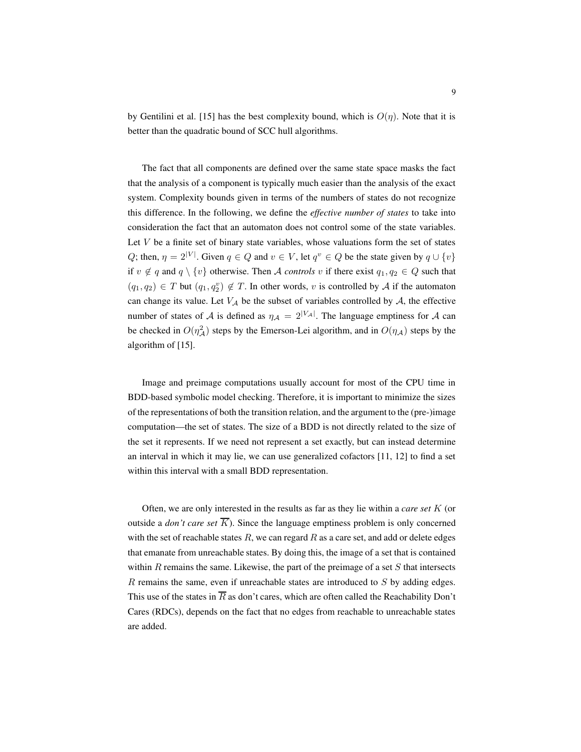by Gentilini et al. [15] has the best complexity bound, which is $O(\eta)$. Note that it is better than the quadratic bound of SCC hull algorithms.

The fact that all components are defined over the same state space masks the fact that the analysis of a component is typically much easier than the analysis of the exact system. Complexity bounds given in terms of the numbers of states do not recognize this difference. In the following, we define the *effective number of states* to take into consideration the fact that an automaton does not control some of the state variables. Let $V$ be a finite set of binary state variables, whose valuations form the set of states $Q$; then, $\eta = 2^{|V|}$. Given $q \in Q$ and $v \in V$, let $q^v \in Q$ be the state given by $q \cup \{v\}$ if $v \notin q$ and $q \setminus \{v\}$ otherwise. Then $\mathcal{A}$ *controls* $v$ if there exist $q_1, q_2 \in Q$ such that $(q_1, q_2) \in T$ but $(q_1, q_2^v) \notin T$. In other words, $v$ is controlled by $\mathcal{A}$ if the automaton can change its value. Let $V_{\mathcal{A}}$ be the subset of variables controlled by $\mathcal{A}$, the effective number of states of $\mathcal{A}$ is defined as $\eta_{\mathcal{A}} = 2^{|V_{\mathcal{A}}|}$. The language emptiness for $\mathcal{A}$ can be checked in $O(\eta_{\mathcal{A}}^2)$ steps by the Emerson-Lei algorithm, and in $O(\eta_{\mathcal{A}})$ steps by the algorithm of [15].

Image and preimage computations usually account for most of the CPU time in BDD-based symbolic model checking. Therefore, it is important to minimize the sizes of the representations of both the transition relation, and the argument to the (pre-)image computation—the set of states. The size of a BDD is not directly related to the size of the set it represents. If we need not represent a set exactly, but can instead determine an interval in which it may lie, we can use generalized cofactors [11, 12] to find a set within this interval with a small BDD representation.

Often, we are only interested in the results as far as they lie within a *care set* $K$ (or outside a *don't care set* $\overline{K}$). Since the language emptiness problem is only concerned with the set of reachable states $R$, we can regard $R$ as a care set, and add or delete edges that emanate from unreachable states. By doing this, the image of a set that is contained within $R$ remains the same. Likewise, the part of the preimage of a set $S$ that intersects $R$ remains the same, even if unreachable states are introduced to $S$ by adding edges. This use of the states in $\overline{R}$ as don't cares, which are often called the Reachability Don't Cares (RDCs), depends on the fact that no edges from reachable to unreachable states are added.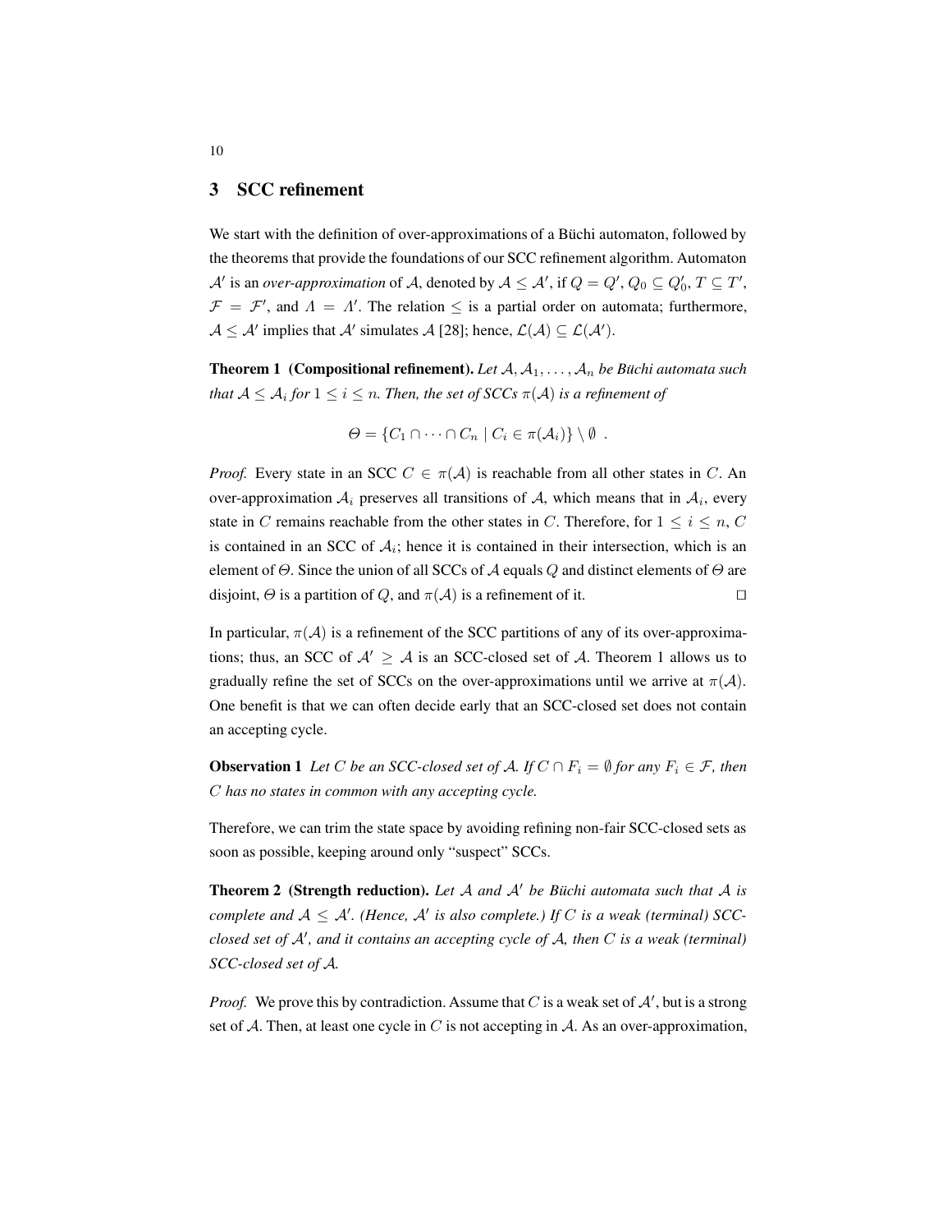## 3 SCC refinement

We start with the definition of over-approximations of a Büchi automaton, followed by the theorems that provide the foundations of our SCC refinement algorithm. Automaton $\mathcal{A}'$ is an *over-approximation* of $\mathcal{A}$, denoted by $\mathcal{A} \leq \mathcal{A}'$, if $Q = Q'$, $Q_0 \subseteq Q_0'$, $T \subseteq T'$, $\mathcal{F} = \mathcal{F}'$, and $\Lambda = \Lambda'$. The relation $\leq$ is a partial order on automata; furthermore, $\mathcal{A} \leq \mathcal{A}'$ implies that $\mathcal{A}'$ simulates $\mathcal{A}$ [28]; hence, $\mathcal{L}(\mathcal{A}) \subseteq \mathcal{L}(\mathcal{A}')$.

**Theorem 1 (Compositional refinement).** *Let $\mathcal{A}, \mathcal{A}_1, \ldots, \mathcal{A}_n$ be Büchi automata such that $\mathcal{A} \leq \mathcal{A}_i$ for $1 \leq i \leq n$. Then, the set of SCCs $\pi(\mathcal{A})$ is a refinement of*

$$\Theta = \{C_1 \cap \cdots \cap C_n \mid C_i \in \pi(\mathcal{A}_i)\} \setminus \emptyset \enspace .$$

*Proof.* Every state in an SCC $C \in \pi(\mathcal{A})$ is reachable from all other states in $C$. An over-approximation $\mathcal{A}_i$ preserves all transitions of $\mathcal{A}$, which means that in $\mathcal{A}_i$, every state in $C$ remains reachable from the other states in $C$. Therefore, for $1 \leq i \leq n$, $C$ is contained in an SCC of $\mathcal{A}_i$; hence it is contained in their intersection, which is an element of $\Theta$. Since the union of all SCCs of $\mathcal{A}$ equals $Q$ and distinct elements of $\Theta$ are disjoint, $\Theta$ is a partition of $Q$, and $\pi(\mathcal{A})$ is a refinement of it. □

In particular, $\pi(\mathcal{A})$ is a refinement of the SCC partitions of any of its over-approximations; thus, an SCC of $\mathcal{A}' \geq \mathcal{A}$ is an SCC-closed set of $\mathcal{A}$. Theorem 1 allows us to gradually refine the set of SCCs on the over-approximations until we arrive at $\pi(\mathcal{A})$. One benefit is that we can often decide early that an SCC-closed set does not contain an accepting cycle.

**Observation 1** *Let $C$ be an SCC-closed set of $\mathcal{A}$. If $C \cap F_i = \emptyset$ for any $F_i \in \mathcal{F}$, then $C$ has no states in common with any accepting cycle.*

Therefore, we can trim the state space by avoiding refining non-fair SCC-closed sets as soon as possible, keeping around only "suspect" SCCs.

**Theorem 2 (Strength reduction).** *Let $\mathcal{A}$ and $\mathcal{A}'$ be Büchi automata such that $\mathcal{A}$ is complete and $\mathcal{A} \leq \mathcal{A}'$. (Hence, $\mathcal{A}'$ is also complete.) If $C$ is a weak (terminal) SCC-closed set of $\mathcal{A}'$, and it contains an accepting cycle of $\mathcal{A}$, then $C$ is a weak (terminal) SCC-closed set of $\mathcal{A}$.*

*Proof.* We prove this by contradiction. Assume that $C$ is a weak set of $\mathcal{A}'$, but is a strong set of $\mathcal{A}$. Then, at least one cycle in $C$ is not accepting in $\mathcal{A}$. As an over-approximation,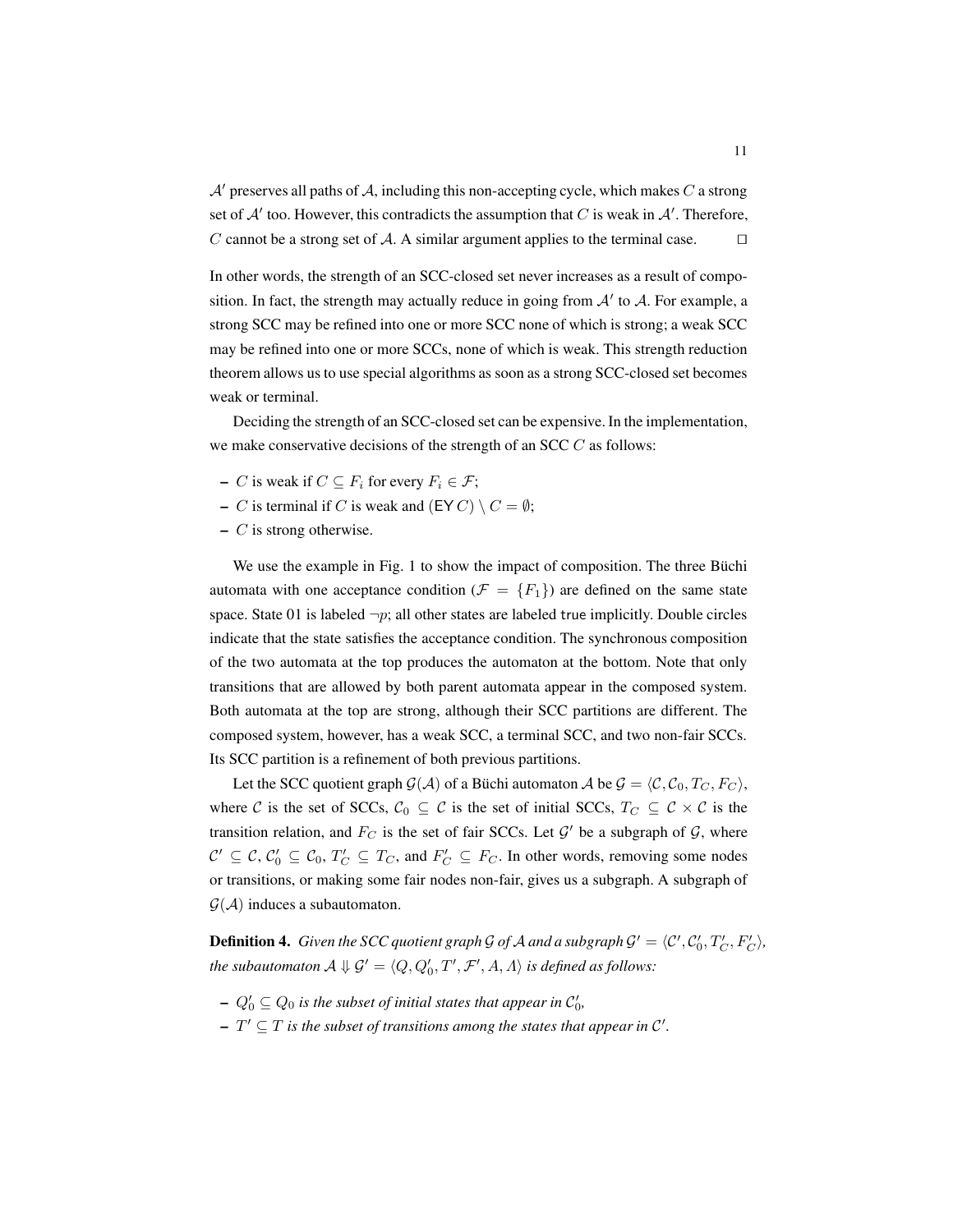$\mathcal{A}'$ preserves all paths of $\mathcal{A}$, including this non-accepting cycle, which makes $C$ a strong set of $\mathcal{A}'$ too. However, this contradicts the assumption that $C$ is weak in $\mathcal{A}'$. Therefore, $C$ cannot be a strong set of $\mathcal{A}$. A similar argument applies to the terminal case. $\square$

In other words, the strength of an SCC-closed set never increases as a result of composition. In fact, the strength may actually reduce in going from $\mathcal{A}'$ to $\mathcal{A}$. For example, a strong SCC may be refined into one or more SCC none of which is strong; a weak SCC may be refined into one or more SCCs, none of which is weak. This strength reduction theorem allows us to use special algorithms as soon as a strong SCC-closed set becomes weak or terminal.

Deciding the strength of an SCC-closed set can be expensive. In the implementation, we make conservative decisions of the strength of an SCC $C$ as follows:

- $C$ is weak if $C \subseteq F_i$ for every $F_i \in \mathcal{F}$;
- $C$ is terminal if $C$ is weak and $(\mathsf{EY}\, C) \setminus C = \emptyset$;
- $C$ is strong otherwise.

We use the example in Fig. 1 to show the impact of composition. The three Büchi automata with one acceptance condition ($\mathcal{F} = \{F_1\}$) are defined on the same state space. State 01 is labeled $\neg p$; all other states are labeled `true` implicitly. Double circles indicate that the state satisfies the acceptance condition. The synchronous composition of the two automata at the top produces the automaton at the bottom. Note that only transitions that are allowed by both parent automata appear in the composed system. Both automata at the top are strong, although their SCC partitions are different. The composed system, however, has a weak SCC, a terminal SCC, and two non-fair SCCs. Its SCC partition is a refinement of both previous partitions.

Let the SCC quotient graph $\mathcal{G}(\mathcal{A})$ of a Büchi automaton $\mathcal{A}$ be $\mathcal{G} = \langle \mathcal{C}, \mathcal{C}_0, T_C, F_C \rangle$, where $\mathcal{C}$ is the set of SCCs, $\mathcal{C}_0 \subseteq \mathcal{C}$ is the set of initial SCCs, $T_C \subseteq \mathcal{C} \times \mathcal{C}$ is the transition relation, and $F_C$ is the set of fair SCCs. Let $\mathcal{G}'$ be a subgraph of $\mathcal{G}$, where $\mathcal{C}' \subseteq \mathcal{C}$, $\mathcal{C}'_0 \subseteq \mathcal{C}_0$, $T'_C \subseteq T_C$, and $F'_C \subseteq F_C$. In other words, removing some nodes or transitions, or making some fair nodes non-fair, gives us a subgraph. A subgraph of $\mathcal{G}(\mathcal{A})$ induces a subautomaton.

**Definition 4.** *Given the SCC quotient graph $\mathcal{G}$ of $\mathcal{A}$ and a subgraph $\mathcal{G}' = \langle \mathcal{C}', \mathcal{C}'_0, T'_C, F'_C \rangle$, the subautomaton $\mathcal{A} \Downarrow \mathcal{G}' = \langle Q, Q'_0, T', \mathcal{F}', A, \Lambda \rangle$ is defined as follows:*

- *$Q'_0 \subseteq Q_0$ is the subset of initial states that appear in $\mathcal{C}'_0$,*
- *$T' \subseteq T$ is the subset of transitions among the states that appear in $\mathcal{C}'$.*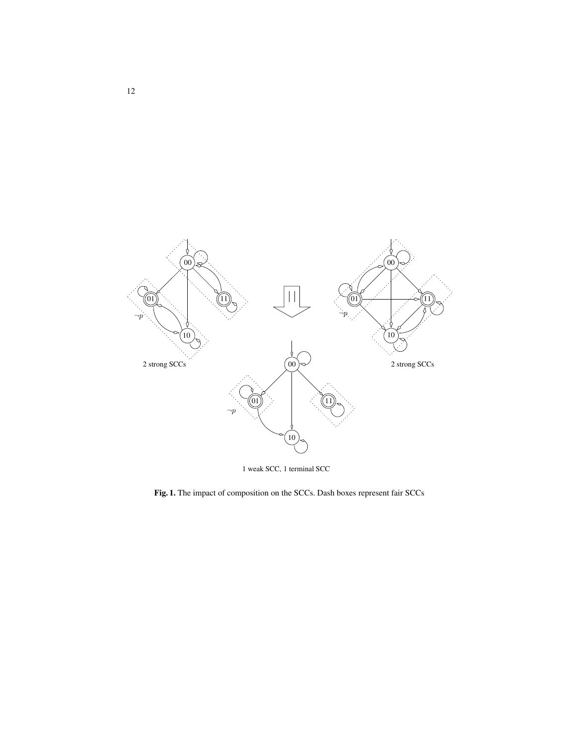Fig. 1. The impact of composition on the SCCs. Dash boxes represent fair SCCs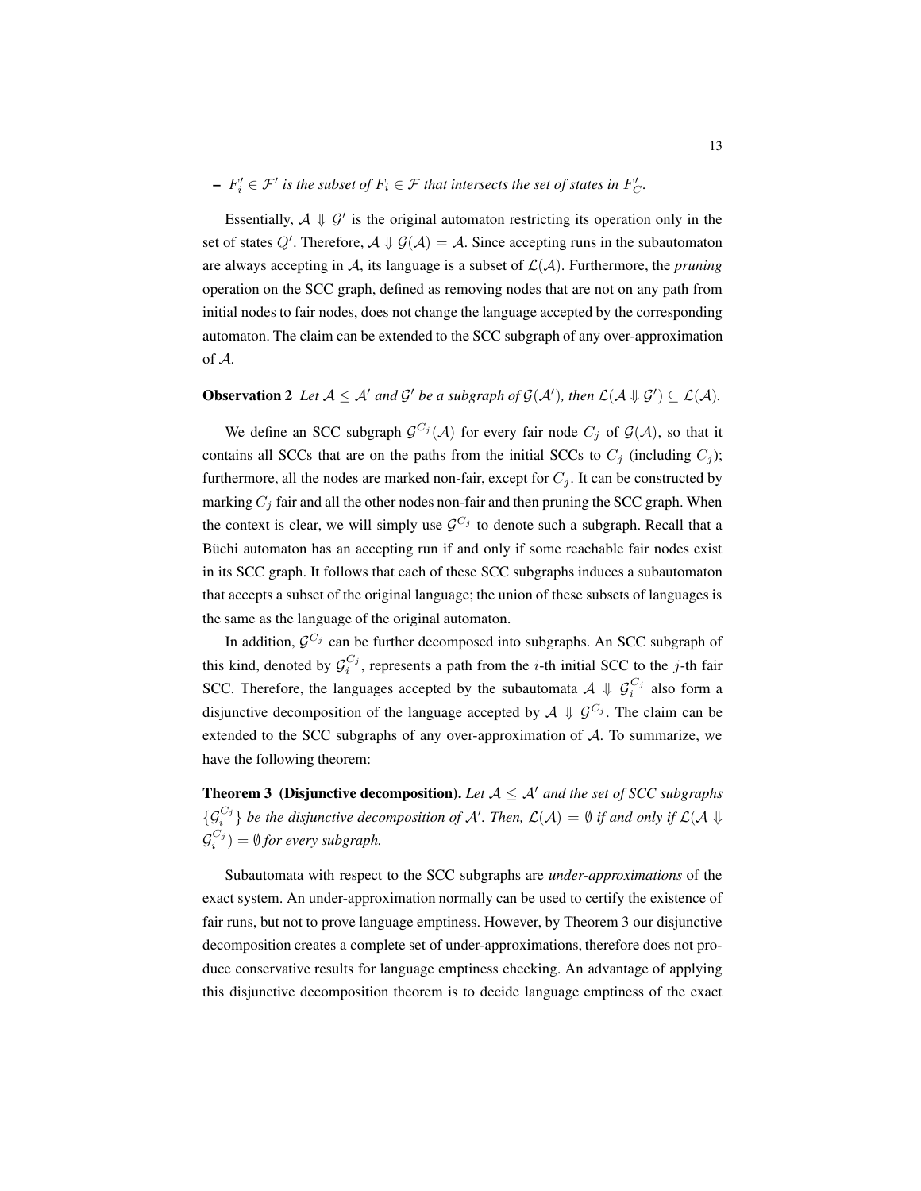– *$F_i' \in \mathcal{F}'$ is the subset of $F_i \in \mathcal{F}$ that intersects the set of states in $F_C'$.*

Essentially, $\mathcal{A} \Downarrow \mathcal{G}'$ is the original automaton restricting its operation only in the set of states $Q'$. Therefore, $\mathcal{A} \Downarrow \mathcal{G}(\mathcal{A}) = \mathcal{A}$. Since accepting runs in the subautomaton are always accepting in $\mathcal{A}$, its language is a subset of $\mathcal{L}(\mathcal{A})$. Furthermore, the *pruning* operation on the SCC graph, defined as removing nodes that are not on any path from initial nodes to fair nodes, does not change the language accepted by the corresponding automaton. The claim can be extended to the SCC subgraph of any over-approximation of $\mathcal{A}$.

**Observation 2** *Let $\mathcal{A} \leq \mathcal{A}'$ and $\mathcal{G}'$ be a subgraph of $\mathcal{G}(\mathcal{A}')$, then $\mathcal{L}(\mathcal{A} \Downarrow \mathcal{G}') \subseteq \mathcal{L}(\mathcal{A})$.*

We define an SCC subgraph $\mathcal{G}^{C_j}(\mathcal{A})$ for every fair node $C_j$ of $\mathcal{G}(\mathcal{A})$, so that it contains all SCCs that are on the paths from the initial SCCs to $C_j$ (including $C_j$); furthermore, all the nodes are marked non-fair, except for $C_j$. It can be constructed by marking $C_j$ fair and all the other nodes non-fair and then pruning the SCC graph. When the context is clear, we will simply use $\mathcal{G}^{C_j}$ to denote such a subgraph. Recall that a Büchi automaton has an accepting run if and only if some reachable fair nodes exist in its SCC graph. It follows that each of these SCC subgraphs induces a subautomaton that accepts a subset of the original language; the union of these subsets of languages is the same as the language of the original automaton.

In addition, $\mathcal{G}^{C_j}$ can be further decomposed into subgraphs. An SCC subgraph of this kind, denoted by $\mathcal{G}_i^{C_j}$, represents a path from the $i$-th initial SCC to the $j$-th fair SCC. Therefore, the languages accepted by the subautomata $\mathcal{A} \Downarrow \mathcal{G}_i^{C_j}$ also form a disjunctive decomposition of the language accepted by $\mathcal{A} \Downarrow \mathcal{G}^{C_j}$. The claim can be extended to the SCC subgraphs of any over-approximation of $\mathcal{A}$. To summarize, we have the following theorem:

**Theorem 3 (Disjunctive decomposition).** *Let $\mathcal{A} \leq \mathcal{A}'$ and the set of SCC subgraphs $\{\mathcal{G}_i^{C_j}\}$ be the disjunctive decomposition of $\mathcal{A}'$. Then, $\mathcal{L}(\mathcal{A}) = \emptyset$ if and only if $\mathcal{L}(\mathcal{A} \Downarrow \mathcal{G}_i^{C_j}) = \emptyset$ for every subgraph.*

Subautomata with respect to the SCC subgraphs are *under-approximations* of the exact system. An under-approximation normally can be used to certify the existence of fair runs, but not to prove language emptiness. However, by Theorem 3 our disjunctive decomposition creates a complete set of under-approximations, therefore does not produce conservative results for language emptiness checking. An advantage of applying this disjunctive decomposition theorem is to decide language emptiness of the exact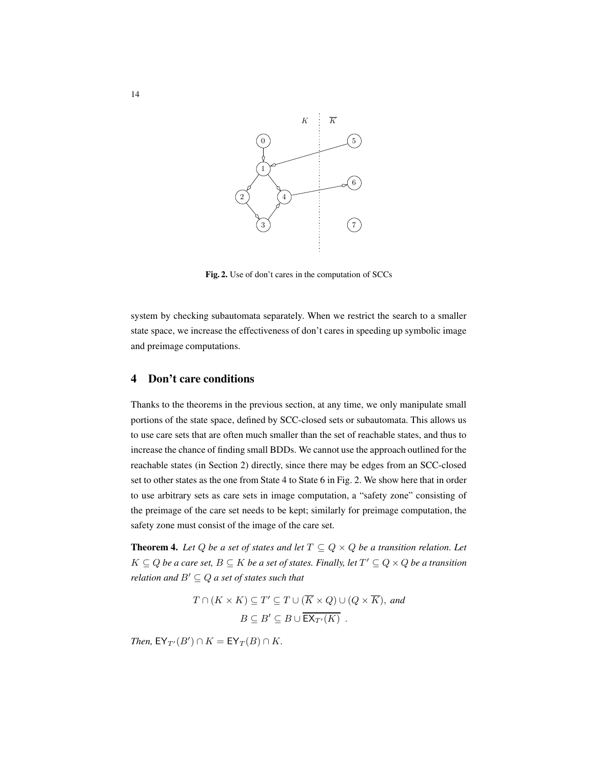Fig. 2. Use of don't cares in the computation of SCCs

system by checking subautomata separately. When we restrict the search to a smaller state space, we increase the effectiveness of don't cares in speeding up symbolic image and preimage computations.

## 4 Don't care conditions

Thanks to the theorems in the previous section, at any time, we only manipulate small portions of the state space, defined by SCC-closed sets or subautomata. This allows us to use care sets that are often much smaller than the set of reachable states, and thus to increase the chance of finding small BDDs. We cannot use the approach outlined for the reachable states (in Section 2) directly, since there may be edges from an SCC-closed set to other states as the one from State 4 to State 6 in Fig. 2. We show here that in order to use arbitrary sets as care sets in image computation, a "safety zone" consisting of the preimage of the care set needs to be kept; similarly for preimage computation, the safety zone must consist of the image of the care set.

**Theorem 4.** *Let $Q$ be a set of states and let $T \subseteq Q \times Q$ be a transition relation. Let $K \subseteq Q$ be a care set, $B \subseteq K$ be a set of states. Finally, let $T' \subseteq Q \times Q$ be a transition relation and $B' \subseteq Q$ a set of states such that*

$$T \cap (K \times K) \subseteq T' \subseteq T \cup (\overline{K} \times Q) \cup (Q \times \overline{K}), \text{ and}$$
$$B \subseteq B' \subseteq B \cup \overline{\mathsf{EX}_{T'}(K)} \ .$$

*Then,* $\mathsf{EY}_{T'}(B') \cap K = \mathsf{EY}_T(B) \cap K$.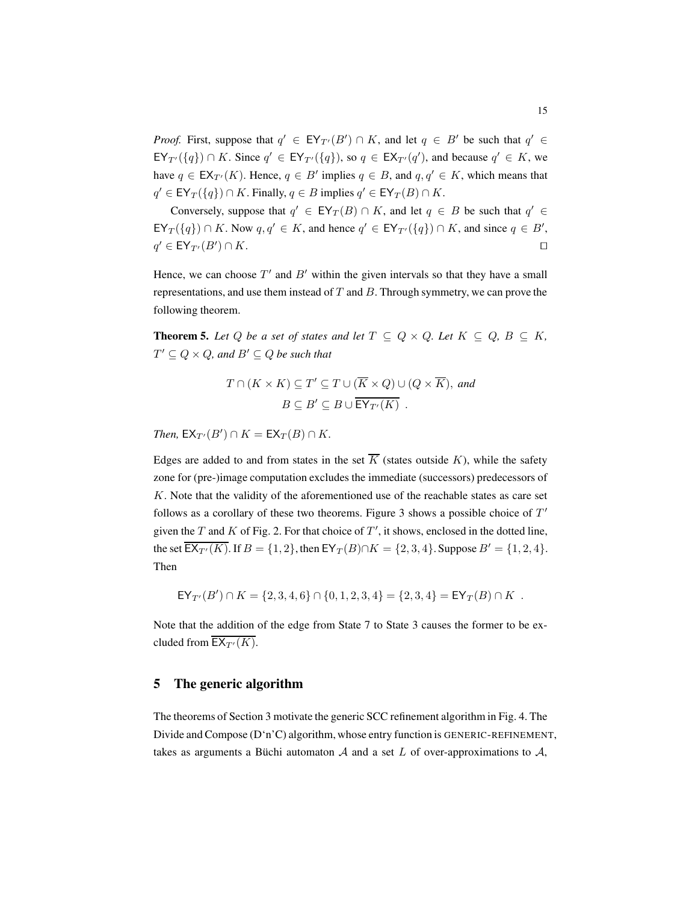*Proof.* First, suppose that $q' \in \mathsf{EY}_{T'}(B') \cap K$, and let $q \in B'$ be such that $q' \in \mathsf{EY}_{T'}(\{q\}) \cap K$. Since $q' \in \mathsf{EY}_{T'}(\{q\})$, so $q \in \mathsf{EX}_{T'}(q')$, and because $q' \in K$, we have $q \in \mathsf{EX}_{T'}(K)$. Hence, $q \in B'$ implies $q \in B$, and $q, q' \in K$, which means that $q' \in \mathsf{EY}_T(\{q\}) \cap K$. Finally, $q \in B$ implies $q' \in \mathsf{EY}_T(B) \cap K$.

Conversely, suppose that $q' \in \mathsf{EY}_T(B) \cap K$, and let $q \in B$ be such that $q' \in \mathsf{EY}_T(\{q\}) \cap K$. Now $q, q' \in K$, and hence $q' \in \mathsf{EY}_{T'}(\{q\}) \cap K$, and since $q \in B'$, $q' \in \mathsf{EY}_{T'}(B') \cap K$. □

Hence, we can choose $T'$ and $B'$ within the given intervals so that they have a small representations, and use them instead of $T$ and $B$. Through symmetry, we can prove the following theorem.

**Theorem 5.** *Let $Q$ be a set of states and let $T \subseteq Q \times Q$. Let $K \subseteq Q$, $B \subseteq K$, $T' \subseteq Q \times Q$, and $B' \subseteq Q$ be such that*

$$T \cap (K \times K) \subseteq T' \subseteq T \cup (\overline{K} \times Q) \cup (Q \times \overline{K}), \text{ and}$$
$$B \subseteq B' \subseteq B \cup \overline{\mathsf{EY}_{T'}(K)} \ .$$

*Then,* $\mathsf{EX}_{T'}(B') \cap K = \mathsf{EX}_T(B) \cap K$.

Edges are added to and from states in the set $\overline{K}$ (states outside $K$), while the safety zone for (pre-)image computation excludes the immediate (successors) predecessors of $K$. Note that the validity of the aforementioned use of the reachable states as care set follows as a corollary of these two theorems. Figure 3 shows a possible choice of $T'$ given the $T$ and $K$ of Fig. 2. For that choice of $T'$, it shows, enclosed in the dotted line, the set $\overline{\mathsf{EX}_{T'}(K)}$. If $B = \{1, 2\}$, then $\mathsf{EY}_T(B) \cap K = \{2, 3, 4\}$. Suppose $B' = \{1, 2, 4\}$. Then

$$\mathsf{EY}_{T'}(B') \cap K = \{2, 3, 4, 6\} \cap \{0, 1, 2, 3, 4\} = \{2, 3, 4\} = \mathsf{EY}_T(B) \cap K \ .$$

Note that the addition of the edge from State 7 to State 3 causes the former to be excluded from $\overline{\mathsf{EX}_{T'}(K)}$.

## 5 The generic algorithm

The theorems of Section 3 motivate the generic SCC refinement algorithm in Fig. 4. The Divide and Compose (D'n'C) algorithm, whose entry function is GENERIC-REFINEMENT, takes as arguments a Büchi automaton $\mathcal{A}$ and a set $L$ of over-approximations to $\mathcal{A}$,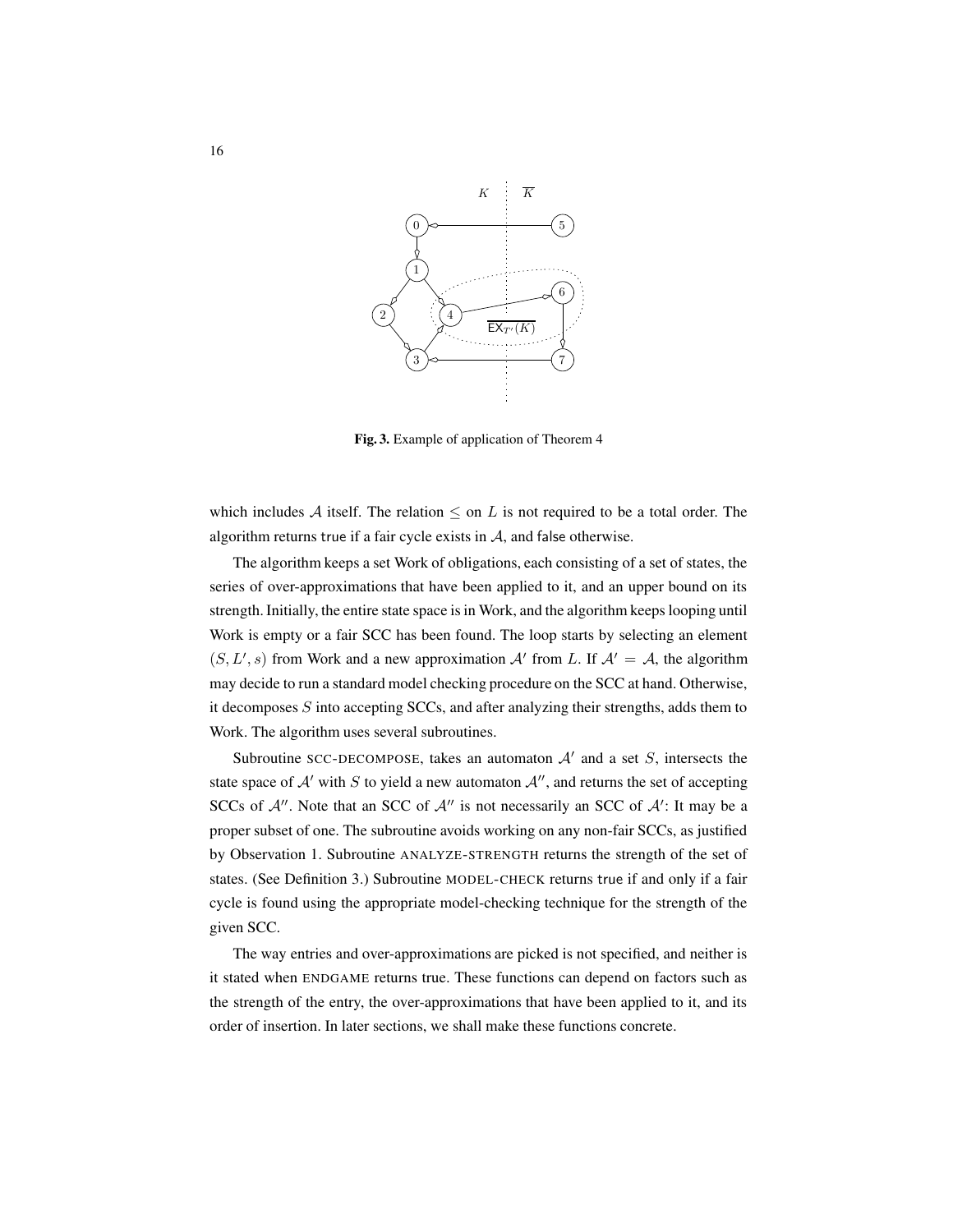Fig. 3. Example of application of Theorem 4

which includes $\mathcal{A}$ itself. The relation $\leq$ on $L$ is not required to be a total order. The algorithm returns true if a fair cycle exists in $\mathcal{A}$, and false otherwise.

The algorithm keeps a set Work of obligations, each consisting of a set of states, the series of over-approximations that have been applied to it, and an upper bound on its strength. Initially, the entire state space is in Work, and the algorithm keeps looping until Work is empty or a fair SCC has been found. The loop starts by selecting an element $(S, L', s)$ from Work and a new approximation $\mathcal{A}'$ from $L$. If $\mathcal{A}' = \mathcal{A}$, the algorithm may decide to run a standard model checking procedure on the SCC at hand. Otherwise, it decomposes $S$ into accepting SCCs, and after analyzing their strengths, adds them to Work. The algorithm uses several subroutines.

Subroutine SCC-DECOMPOSE, takes an automaton $\mathcal{A}'$ and a set $S$, intersects the state space of $\mathcal{A}'$ with $S$ to yield a new automaton $\mathcal{A}''$, and returns the set of accepting SCCs of $\mathcal{A}''$. Note that an SCC of $\mathcal{A}''$ is not necessarily an SCC of $\mathcal{A}'$: It may be a proper subset of one. The subroutine avoids working on any non-fair SCCs, as justified by Observation 1. Subroutine ANALYZE-STRENGTH returns the strength of the set of states. (See Definition 3.) Subroutine MODEL-CHECK returns true if and only if a fair cycle is found using the appropriate model-checking technique for the strength of the given SCC.

The way entries and over-approximations are picked is not specified, and neither is it stated when ENDGAME returns true. These functions can depend on factors such as the strength of the entry, the over-approximations that have been applied to it, and its order of insertion. In later sections, we shall make these functions concrete.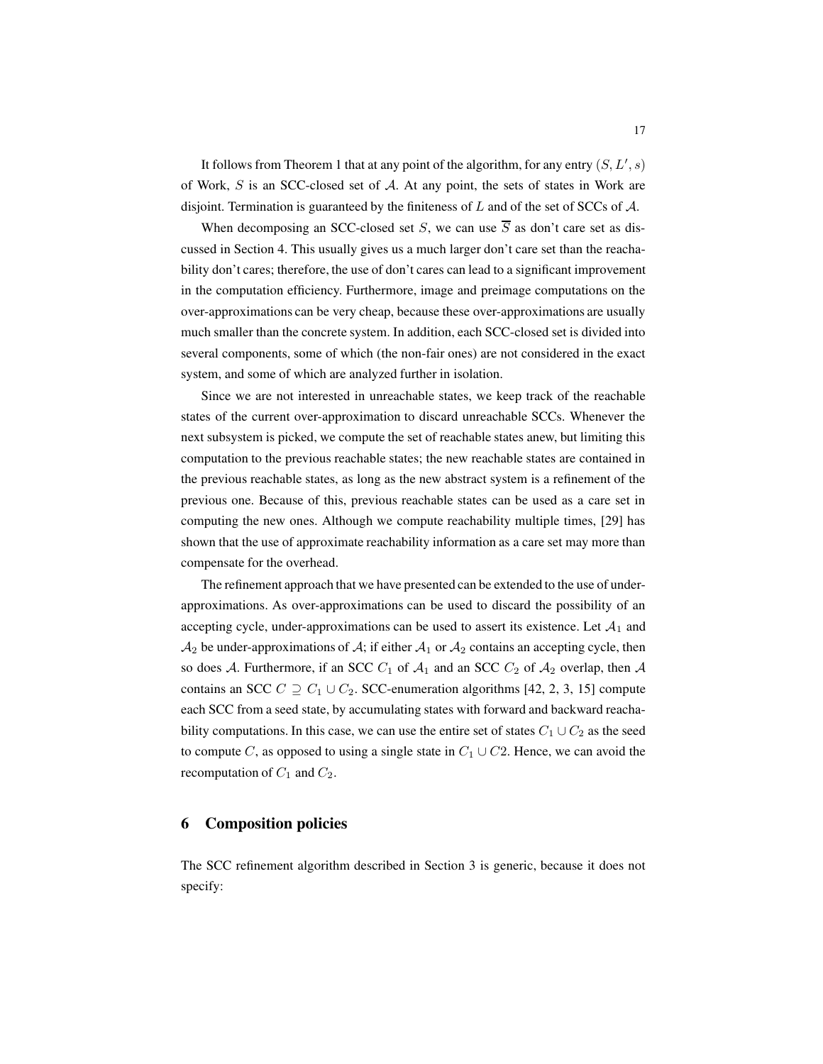It follows from Theorem 1 that at any point of the algorithm, for any entry $(S, L', s)$ of Work, $S$ is an SCC-closed set of $\mathcal{A}$. At any point, the sets of states in Work are disjoint. Termination is guaranteed by the finiteness of $L$ and of the set of SCCs of $\mathcal{A}$.

When decomposing an SCC-closed set $S$, we can use $\overline{S}$ as don't care set as discussed in Section 4. This usually gives us a much larger don't care set than the reachability don't cares; therefore, the use of don't cares can lead to a significant improvement in the computation efficiency. Furthermore, image and preimage computations on the over-approximations can be very cheap, because these over-approximations are usually much smaller than the concrete system. In addition, each SCC-closed set is divided into several components, some of which (the non-fair ones) are not considered in the exact system, and some of which are analyzed further in isolation.

Since we are not interested in unreachable states, we keep track of the reachable states of the current over-approximation to discard unreachable SCCs. Whenever the next subsystem is picked, we compute the set of reachable states anew, but limiting this computation to the previous reachable states; the new reachable states are contained in the previous reachable states, as long as the new abstract system is a refinement of the previous one. Because of this, previous reachable states can be used as a care set in computing the new ones. Although we compute reachability multiple times, [29] has shown that the use of approximate reachability information as a care set may more than compensate for the overhead.

The refinement approach that we have presented can be extended to the use of under-approximations. As over-approximations can be used to discard the possibility of an accepting cycle, under-approximations can be used to assert its existence. Let $\mathcal{A}_1$ and $\mathcal{A}_2$ be under-approximations of $\mathcal{A}$; if either $\mathcal{A}_1$ or $\mathcal{A}_2$ contains an accepting cycle, then so does $\mathcal{A}$. Furthermore, if an SCC $C_1$ of $\mathcal{A}_1$ and an SCC $C_2$ of $\mathcal{A}_2$ overlap, then $\mathcal{A}$ contains an SCC $C \supseteq C_1 \cup C_2$. SCC-enumeration algorithms [42, 2, 3, 15] compute each SCC from a seed state, by accumulating states with forward and backward reachability computations. In this case, we can use the entire set of states $C_1 \cup C_2$ as the seed to compute $C$, as opposed to using a single state in $C_1 \cup C2$. Hence, we can avoid the recomputation of $C_1$ and $C_2$.

## 6 Composition policies

The SCC refinement algorithm described in Section 3 is generic, because it does not specify: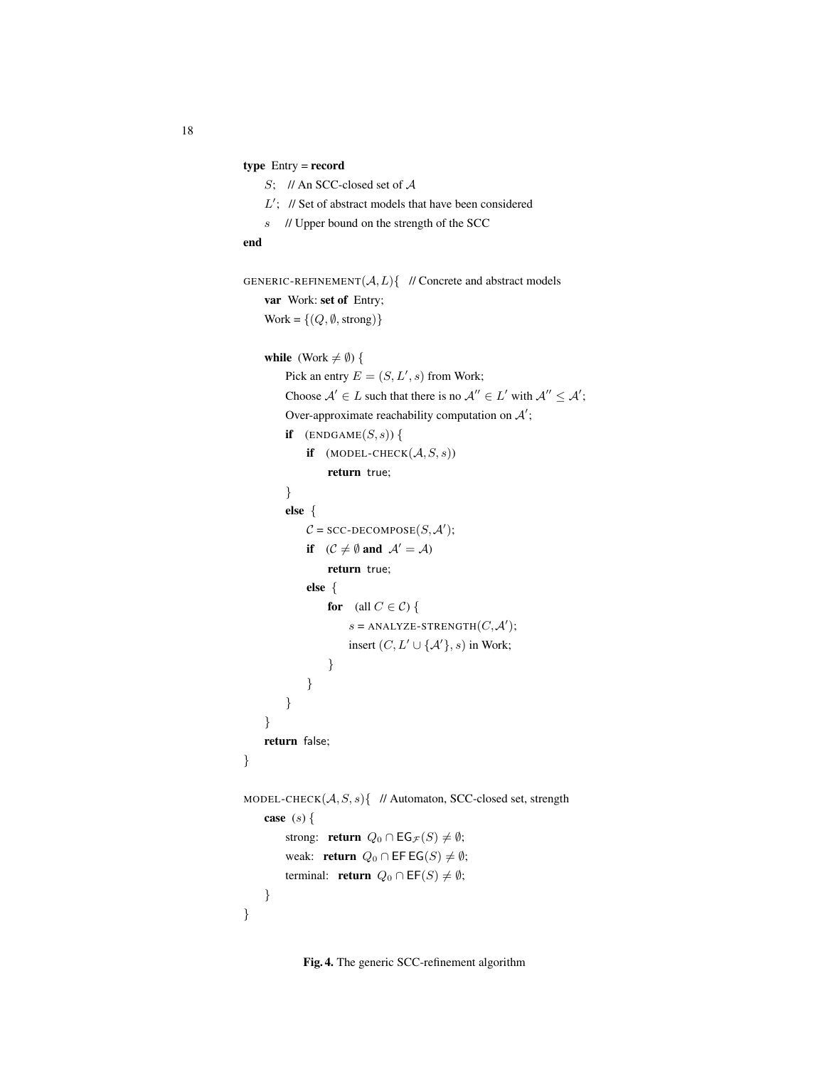```
type Entry = record
    S;    // An SCC-closed set of 𝒜
    L′;   // Set of abstract models that have been considered
    s     // Upper bound on the strength of the SCC
end

GENERIC-REFINEMENT(𝒜, L){   // Concrete and abstract models
    var Work: set of Entry;
    Work = {(Q, ∅, strong)}

    while (Work ≠ ∅) {
        Pick an entry E = (S, L′, s) from Work;
        Choose 𝒜′ ∈ L such that there is no 𝒜″ ∈ L′ with 𝒜″ ≤ 𝒜′;
        Over-approximate reachability computation on 𝒜′;
        if  (ENDGAME(S, s)) {
            if  (MODEL-CHECK(𝒜, S, s))
                return true;
        }
        else {
            𝒞 = SCC-DECOMPOSE(S, 𝒜′);
            if  (𝒞 ≠ ∅ and 𝒜′ = 𝒜)
                return true;
            else {
                for  (all C ∈ 𝒞) {
                    s = ANALYZE-STRENGTH(C, 𝒜′);
                    insert (C, L′ ∪ {𝒜′}, s) in Work;
                }
            }
        }
    }
    return false;
}

MODEL-CHECK(𝒜, S, s){   // Automaton, SCC-closed set, strength
    case (s) {
        strong:   return Q₀ ∩ EG_ℱ(S) ≠ ∅;
        weak:     return Q₀ ∩ EF EG(S) ≠ ∅;
        terminal: return Q₀ ∩ EF(S) ≠ ∅;
    }
}
```

**Fig. 4.** The generic SCC-refinement algorithm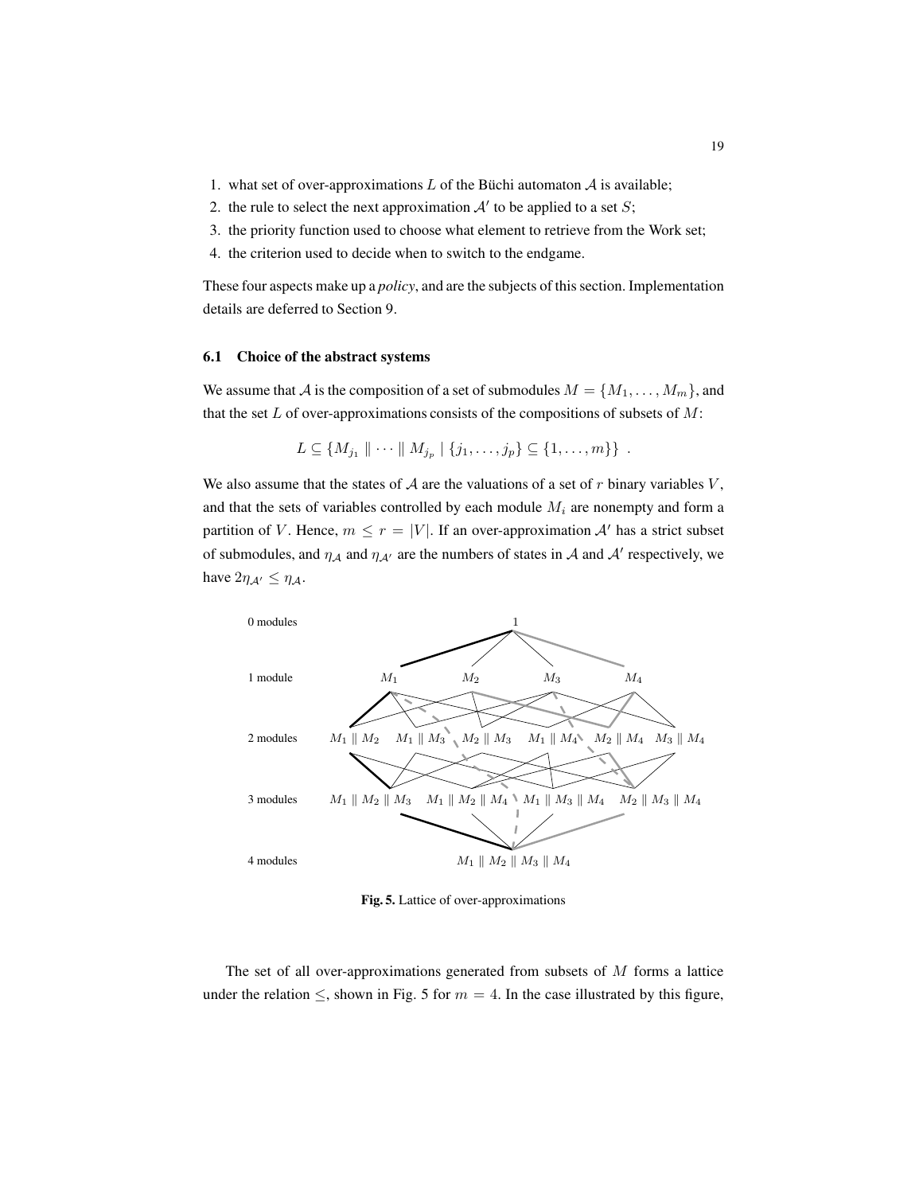1. what set of over-approximations $L$ of the Büchi automaton $\mathcal{A}$ is available;
2. the rule to select the next approximation $\mathcal{A}'$ to be applied to a set $S$;
3. the priority function used to choose what element to retrieve from the Work set;
4. the criterion used to decide when to switch to the endgame.

These four aspects make up a *policy*, and are the subjects of this section. Implementation details are deferred to Section 9.

### 6.1 Choice of the abstract systems

We assume that $\mathcal{A}$ is the composition of a set of submodules $M = \{M_1, \ldots, M_m\}$, and that the set $L$ of over-approximations consists of the compositions of subsets of $M$:

$$L \subseteq \{M_{j_1} \parallel \cdots \parallel M_{j_p} \mid \{j_1, \ldots, j_p\} \subseteq \{1, \ldots, m\}\} \ .$$

We also assume that the states of $\mathcal{A}$ are the valuations of a set of $r$ binary variables $V$, and that the sets of variables controlled by each module $M_i$ are nonempty and form a partition of $V$. Hence, $m \leq r = |V|$. If an over-approximation $\mathcal{A}'$ has a strict subset of submodules, and $\eta_{\mathcal{A}}$ and $\eta_{\mathcal{A}'}$ are the numbers of states in $\mathcal{A}$ and $\mathcal{A}'$ respectively, we have $2\eta_{\mathcal{A}'} \leq \eta_{\mathcal{A}}$.

**Fig. 5.** Lattice of over-approximations

The set of all over-approximations generated from subsets of $M$ forms a lattice under the relation $\leq$, shown in Fig. 5 for $m = 4$. In the case illustrated by this figure,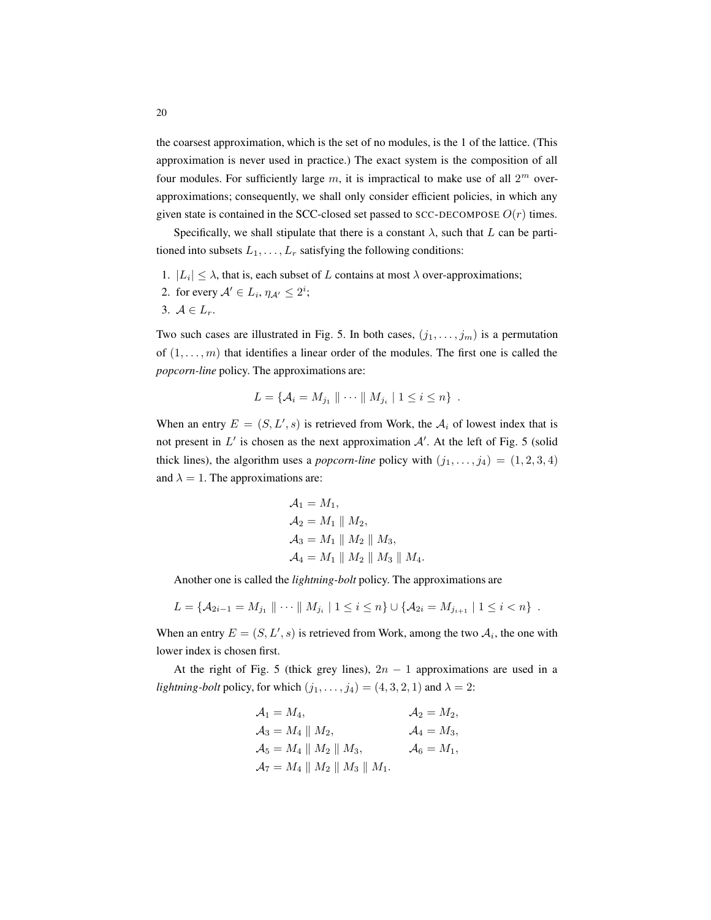the coarsest approximation, which is the set of no modules, is the 1 of the lattice. (This approximation is never used in practice.) The exact system is the composition of all four modules. For sufficiently large $m$, it is impractical to make use of all $2^m$ over-approximations; consequently, we shall only consider efficient policies, in which any given state is contained in the SCC-closed set passed to SCC-DECOMPOSE $O(r)$ times.

Specifically, we shall stipulate that there is a constant $\lambda$, such that $L$ can be partitioned into subsets $L_1, \ldots, L_r$ satisfying the following conditions:

1. $|L_i| \leq \lambda$, that is, each subset of $L$ contains at most $\lambda$ over-approximations;
2. for every $\mathcal{A}' \in L_i$, $\eta_{\mathcal{A}'} \leq 2^i$;
3. $\mathcal{A} \in L_r$.

Two such cases are illustrated in Fig. 5. In both cases, $(j_1, \ldots, j_m)$ is a permutation of $(1, \ldots, m)$ that identifies a linear order of the modules. The first one is called the *popcorn-line* policy. The approximations are:

$$L = \{\mathcal{A}_i = M_{j_1} \parallel \cdots \parallel M_{j_i} \mid 1 \leq i \leq n\} \enspace .$$

When an entry $E = (S, L', s)$ is retrieved from Work, the $\mathcal{A}_i$ of lowest index that is not present in $L'$ is chosen as the next approximation $\mathcal{A}'$. At the left of Fig. 5 (solid thick lines), the algorithm uses a *popcorn-line* policy with $(j_1, \ldots, j_4) = (1, 2, 3, 4)$ and $\lambda = 1$. The approximations are:

$$\begin{aligned}
\mathcal{A}_1 &= M_1, \\
\mathcal{A}_2 &= M_1 \parallel M_2, \\
\mathcal{A}_3 &= M_1 \parallel M_2 \parallel M_3, \\
\mathcal{A}_4 &= M_1 \parallel M_2 \parallel M_3 \parallel M_4.
\end{aligned}$$

Another one is called the *lightning-bolt* policy. The approximations are

$$L = \{\mathcal{A}_{2i-1} = M_{j_1} \parallel \cdots \parallel M_{j_i} \mid 1 \leq i \leq n\} \cup \{\mathcal{A}_{2i} = M_{j_{i+1}} \mid 1 \leq i < n\} \enspace .$$

When an entry $E = (S, L', s)$ is retrieved from Work, among the two $\mathcal{A}_i$, the one with lower index is chosen first.

At the right of Fig. 5 (thick grey lines), $2n - 1$ approximations are used in a *lightning-bolt* policy, for which $(j_1, \ldots, j_4) = (4, 3, 2, 1)$ and $\lambda = 2$:

$$\begin{aligned}
\mathcal{A}_1 &= M_4, & \mathcal{A}_2 &= M_2, \\
\mathcal{A}_3 &= M_4 \parallel M_2, & \mathcal{A}_4 &= M_3, \\
\mathcal{A}_5 &= M_4 \parallel M_2 \parallel M_3, & \mathcal{A}_6 &= M_1, \\
\mathcal{A}_7 &= M_4 \parallel M_2 \parallel M_3 \parallel M_1. & &
\end{aligned}$$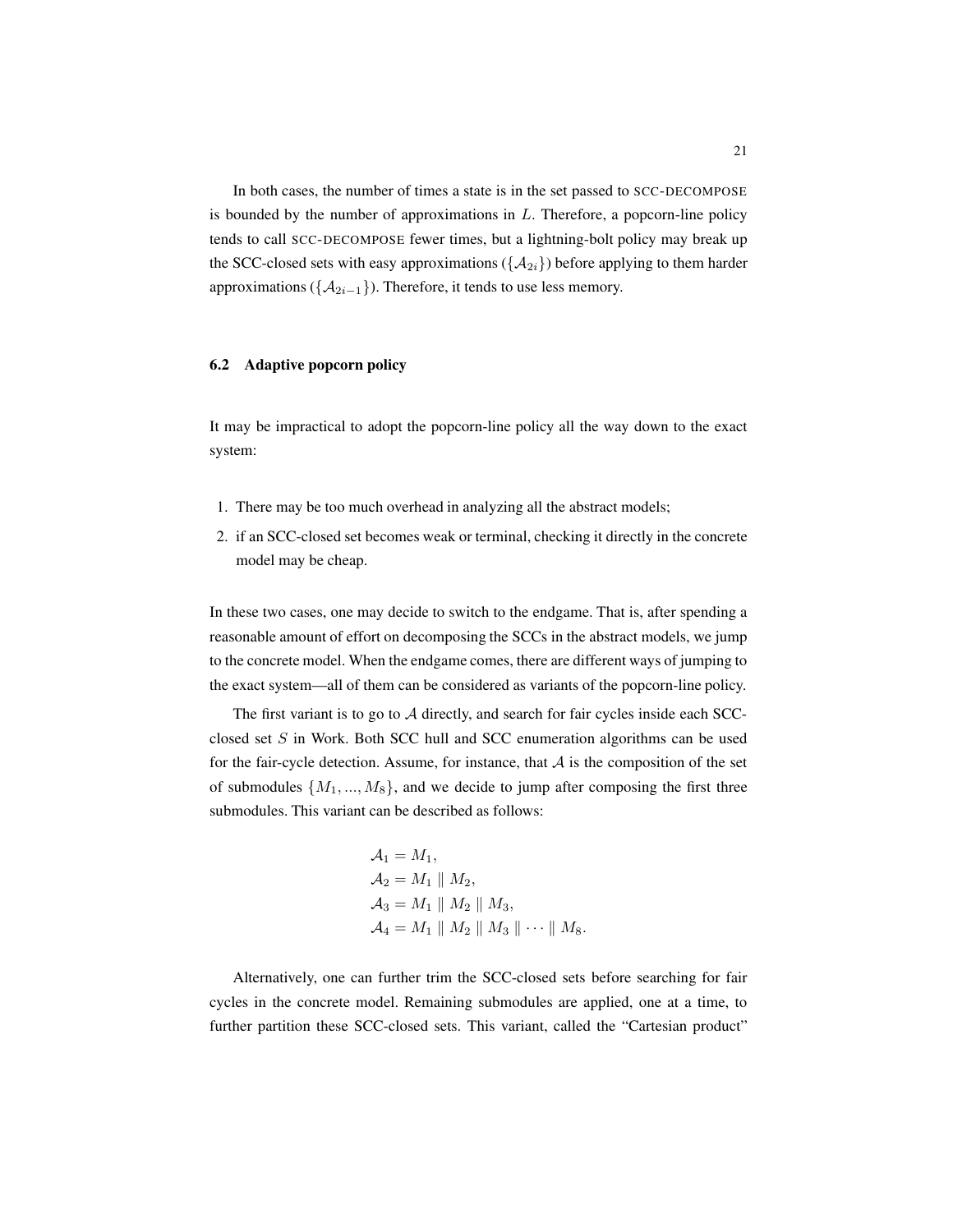In both cases, the number of times a state is in the set passed to SCC-DECOMPOSE is bounded by the number of approximations in $L$. Therefore, a popcorn-line policy tends to call SCC-DECOMPOSE fewer times, but a lightning-bolt policy may break up the SCC-closed sets with easy approximations ($\{\mathcal{A}_{2i}\}$) before applying to them harder approximations ($\{\mathcal{A}_{2i-1}\}$). Therefore, it tends to use less memory.

### 6.2 Adaptive popcorn policy

It may be impractical to adopt the popcorn-line policy all the way down to the exact system:

1. There may be too much overhead in analyzing all the abstract models;
2. if an SCC-closed set becomes weak or terminal, checking it directly in the concrete model may be cheap.

In these two cases, one may decide to switch to the endgame. That is, after spending a reasonable amount of effort on decomposing the SCCs in the abstract models, we jump to the concrete model. When the endgame comes, there are different ways of jumping to the exact system—all of them can be considered as variants of the popcorn-line policy.

The first variant is to go to $\mathcal{A}$ directly, and search for fair cycles inside each SCC-closed set $S$ in Work. Both SCC hull and SCC enumeration algorithms can be used for the fair-cycle detection. Assume, for instance, that $\mathcal{A}$ is the composition of the set of submodules $\{M_1, ..., M_8\}$, and we decide to jump after composing the first three submodules. This variant can be described as follows:

$$
\begin{aligned}
\mathcal{A}_1 &= M_1, \\
\mathcal{A}_2 &= M_1 \parallel M_2, \\
\mathcal{A}_3 &= M_1 \parallel M_2 \parallel M_3, \\
\mathcal{A}_4 &= M_1 \parallel M_2 \parallel M_3 \parallel \cdots \parallel M_8.
\end{aligned}
$$

Alternatively, one can further trim the SCC-closed sets before searching for fair cycles in the concrete model. Remaining submodules are applied, one at a time, to further partition these SCC-closed sets. This variant, called the "Cartesian product"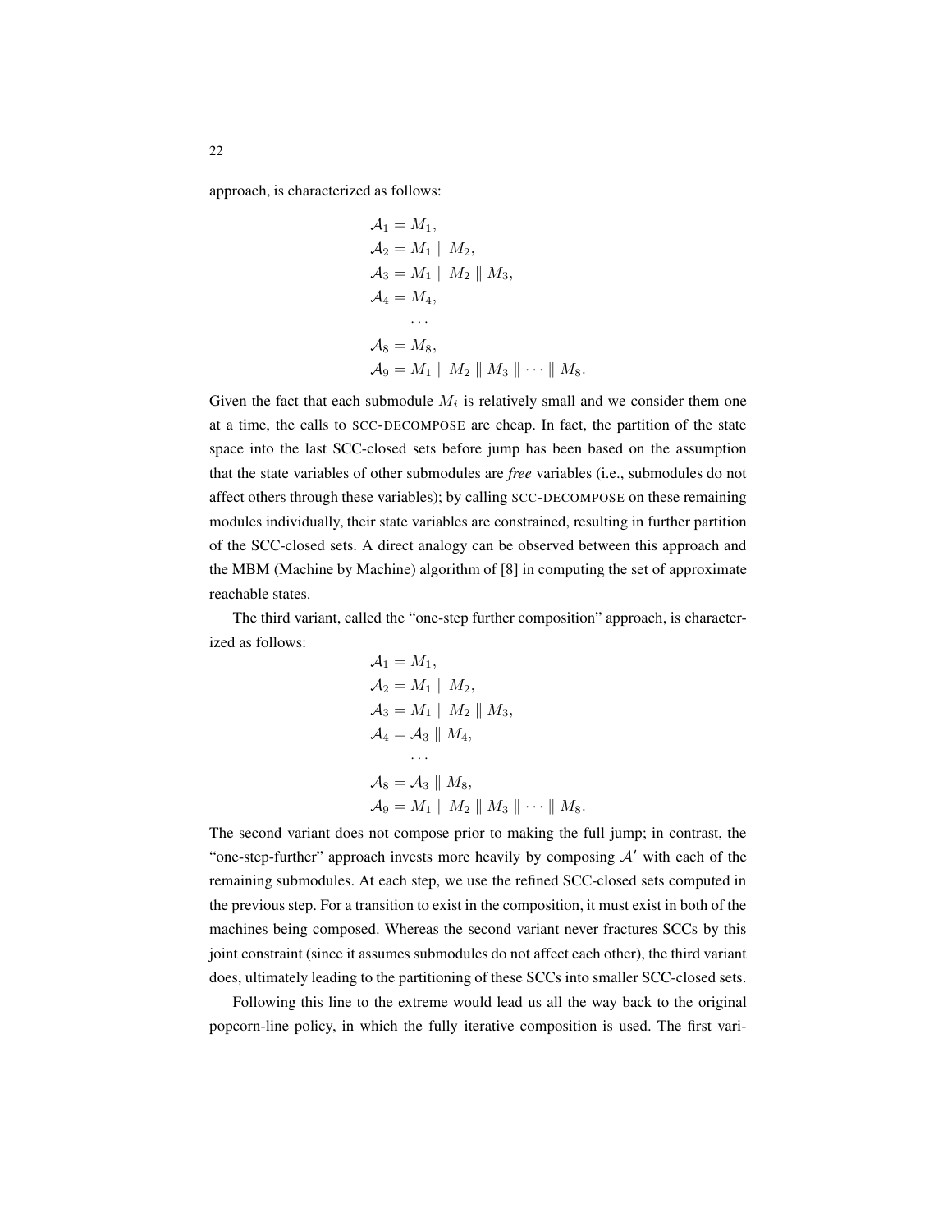approach, is characterized as follows:

$$
\begin{aligned}
\mathcal{A}_1 &= M_1, \\
\mathcal{A}_2 &= M_1 \parallel M_2, \\
\mathcal{A}_3 &= M_1 \parallel M_2 \parallel M_3, \\
\mathcal{A}_4 &= M_4, \\
&\dots \\
\mathcal{A}_8 &= M_8, \\
\mathcal{A}_9 &= M_1 \parallel M_2 \parallel M_3 \parallel \cdots \parallel M_8.
\end{aligned}
$$

Given the fact that each submodule $M_i$ is relatively small and we consider them one at a time, the calls to SCC-DECOMPOSE are cheap. In fact, the partition of the state space into the last SCC-closed sets before jump has been based on the assumption that the state variables of other submodules are *free* variables (i.e., submodules do not affect others through these variables); by calling SCC-DECOMPOSE on these remaining modules individually, their state variables are constrained, resulting in further partition of the SCC-closed sets. A direct analogy can be observed between this approach and the MBM (Machine by Machine) algorithm of [8] in computing the set of approximate reachable states.

The third variant, called the "one-step further composition" approach, is characterized as follows:

$$
\begin{aligned}
\mathcal{A}_1 &= M_1, \\
\mathcal{A}_2 &= M_1 \parallel M_2, \\
\mathcal{A}_3 &= M_1 \parallel M_2 \parallel M_3, \\
\mathcal{A}_4 &= \mathcal{A}_3 \parallel M_4, \\
&\dots \\
\mathcal{A}_8 &= \mathcal{A}_3 \parallel M_8, \\
\mathcal{A}_9 &= M_1 \parallel M_2 \parallel M_3 \parallel \cdots \parallel M_8.
\end{aligned}
$$

The second variant does not compose prior to making the full jump; in contrast, the "one-step-further" approach invests more heavily by composing $\mathcal{A}'$ with each of the remaining submodules. At each step, we use the refined SCC-closed sets computed in the previous step. For a transition to exist in the composition, it must exist in both of the machines being composed. Whereas the second variant never fractures SCCs by this joint constraint (since it assumes submodules do not affect each other), the third variant does, ultimately leading to the partitioning of these SCCs into smaller SCC-closed sets.

Following this line to the extreme would lead us all the way back to the original popcorn-line policy, in which the fully iterative composition is used. The first vari-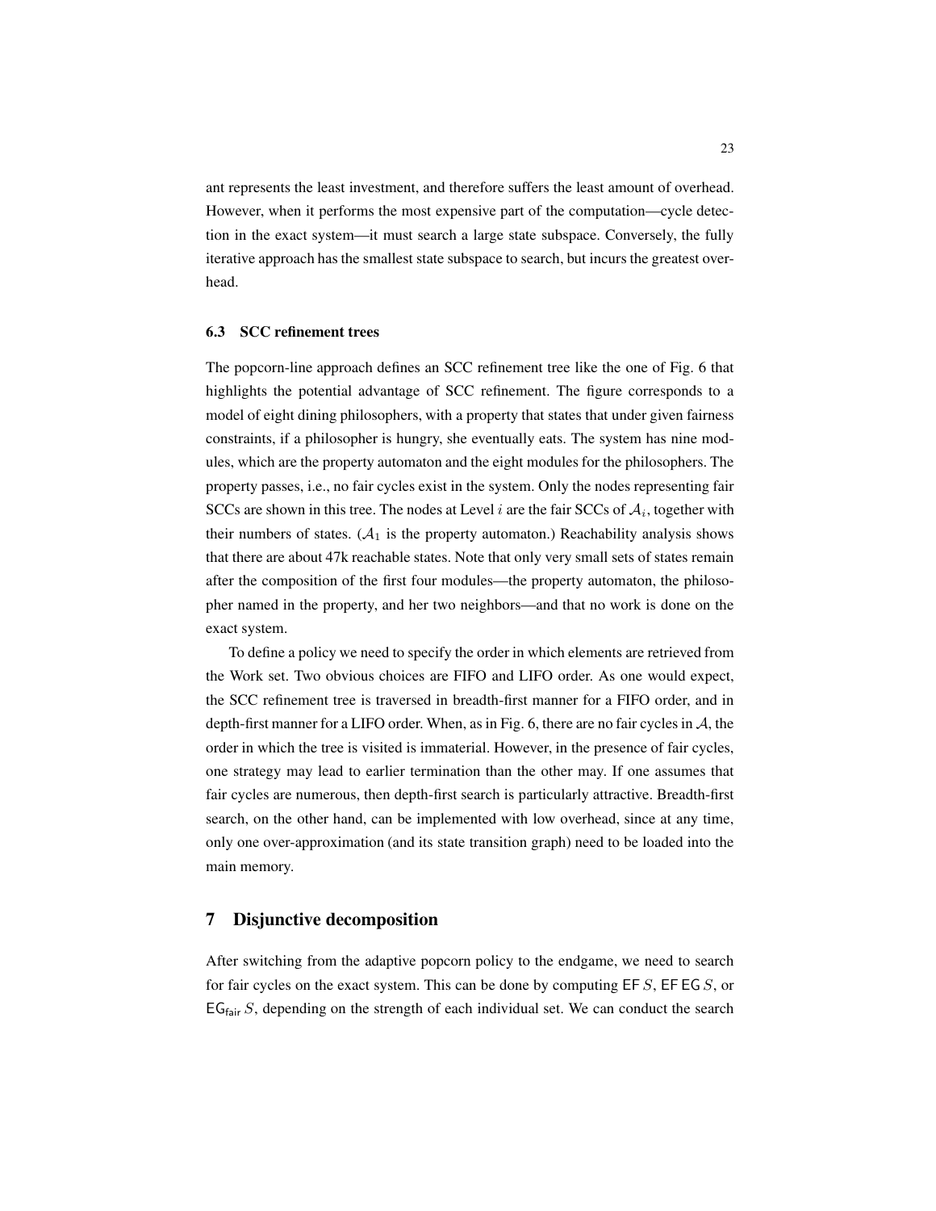ant represents the least investment, and therefore suffers the least amount of overhead. However, when it performs the most expensive part of the computation—cycle detection in the exact system—it must search a large state subspace. Conversely, the fully iterative approach has the smallest state subspace to search, but incurs the greatest overhead.

### 6.3 SCC refinement trees

The popcorn-line approach defines an SCC refinement tree like the one of Fig. 6 that highlights the potential advantage of SCC refinement. The figure corresponds to a model of eight dining philosophers, with a property that states that under given fairness constraints, if a philosopher is hungry, she eventually eats. The system has nine modules, which are the property automaton and the eight modules for the philosophers. The property passes, i.e., no fair cycles exist in the system. Only the nodes representing fair SCCs are shown in this tree. The nodes at Level $i$ are the fair SCCs of $\mathcal{A}_i$, together with their numbers of states. ($\mathcal{A}_1$ is the property automaton.) Reachability analysis shows that there are about 47k reachable states. Note that only very small sets of states remain after the composition of the first four modules—the property automaton, the philosopher named in the property, and her two neighbors—and that no work is done on the exact system.

To define a policy we need to specify the order in which elements are retrieved from the Work set. Two obvious choices are FIFO and LIFO order. As one would expect, the SCC refinement tree is traversed in breadth-first manner for a FIFO order, and in depth-first manner for a LIFO order. When, as in Fig. 6, there are no fair cycles in $\mathcal{A}$, the order in which the tree is visited is immaterial. However, in the presence of fair cycles, one strategy may lead to earlier termination than the other may. If one assumes that fair cycles are numerous, then depth-first search is particularly attractive. Breadth-first search, on the other hand, can be implemented with low overhead, since at any time, only one over-approximation (and its state transition graph) need to be loaded into the main memory.

## 7 Disjunctive decomposition

After switching from the adaptive popcorn policy to the endgame, we need to search for fair cycles on the exact system. This can be done by computing $\mathsf{EF}\,S$, $\mathsf{EF}\,\mathsf{EG}\,S$, or $\mathsf{EG}_{\mathsf{fair}}\,S$, depending on the strength of each individual set. We can conduct the search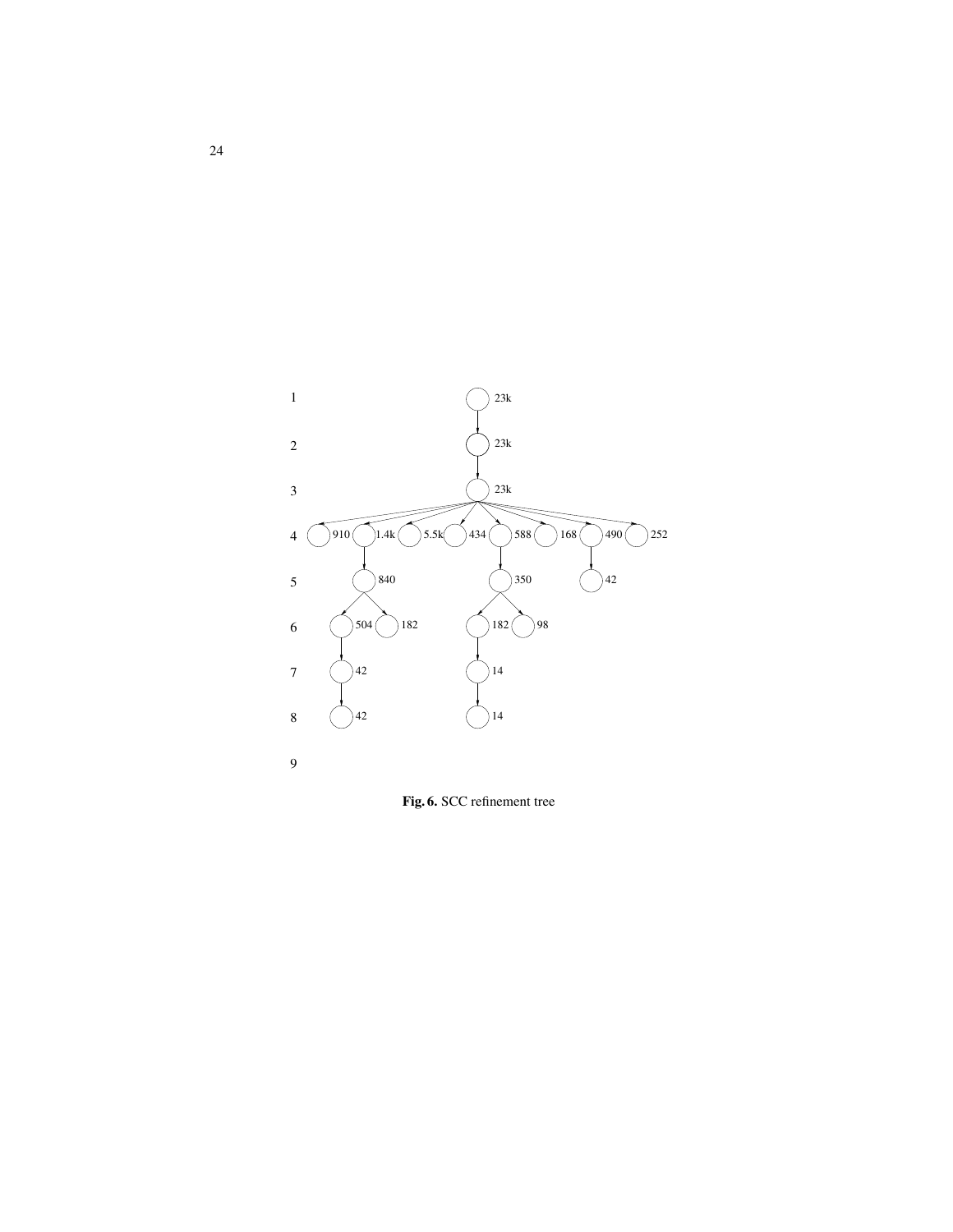**Fig. 6.** SCC refinement tree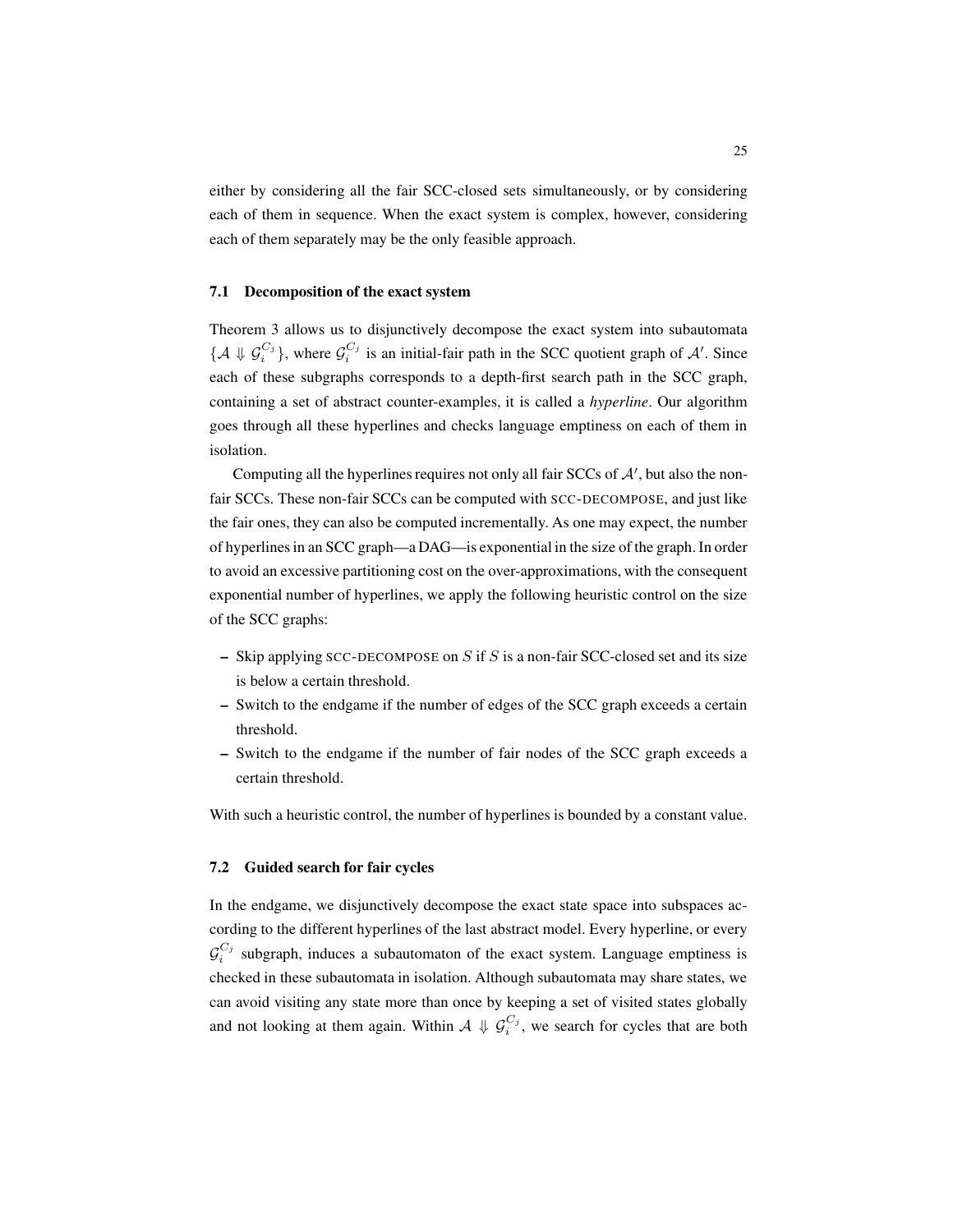either by considering all the fair SCC-closed sets simultaneously, or by considering each of them in sequence. When the exact system is complex, however, considering each of them separately may be the only feasible approach.

### 7.1 Decomposition of the exact system

Theorem 3 allows us to disjunctively decompose the exact system into subautomata $\{\mathcal{A} \Downarrow \mathcal{G}_i^{C_j}\}$, where $\mathcal{G}_i^{C_j}$ is an initial-fair path in the SCC quotient graph of $\mathcal{A}'$. Since each of these subgraphs corresponds to a depth-first search path in the SCC graph, containing a set of abstract counter-examples, it is called a *hyperline*. Our algorithm goes through all these hyperlines and checks language emptiness on each of them in isolation.

Computing all the hyperlines requires not only all fair SCCs of $\mathcal{A}'$, but also the non-fair SCCs. These non-fair SCCs can be computed with SCC-DECOMPOSE, and just like the fair ones, they can also be computed incrementally. As one may expect, the number of hyperlines in an SCC graph—a DAG—is exponential in the size of the graph. In order to avoid an excessive partitioning cost on the over-approximations, with the consequent exponential number of hyperlines, we apply the following heuristic control on the size of the SCC graphs:

- Skip applying SCC-DECOMPOSE on $S$ if $S$ is a non-fair SCC-closed set and its size is below a certain threshold.
- Switch to the endgame if the number of edges of the SCC graph exceeds a certain threshold.
- Switch to the endgame if the number of fair nodes of the SCC graph exceeds a certain threshold.

With such a heuristic control, the number of hyperlines is bounded by a constant value.

### 7.2 Guided search for fair cycles

In the endgame, we disjunctively decompose the exact state space into subspaces according to the different hyperlines of the last abstract model. Every hyperline, or every $\mathcal{G}_i^{C_j}$ subgraph, induces a subautomaton of the exact system. Language emptiness is checked in these subautomata in isolation. Although subautomata may share states, we can avoid visiting any state more than once by keeping a set of visited states globally and not looking at them again. Within $\mathcal{A} \Downarrow \mathcal{G}_i^{C_j}$, we search for cycles that are both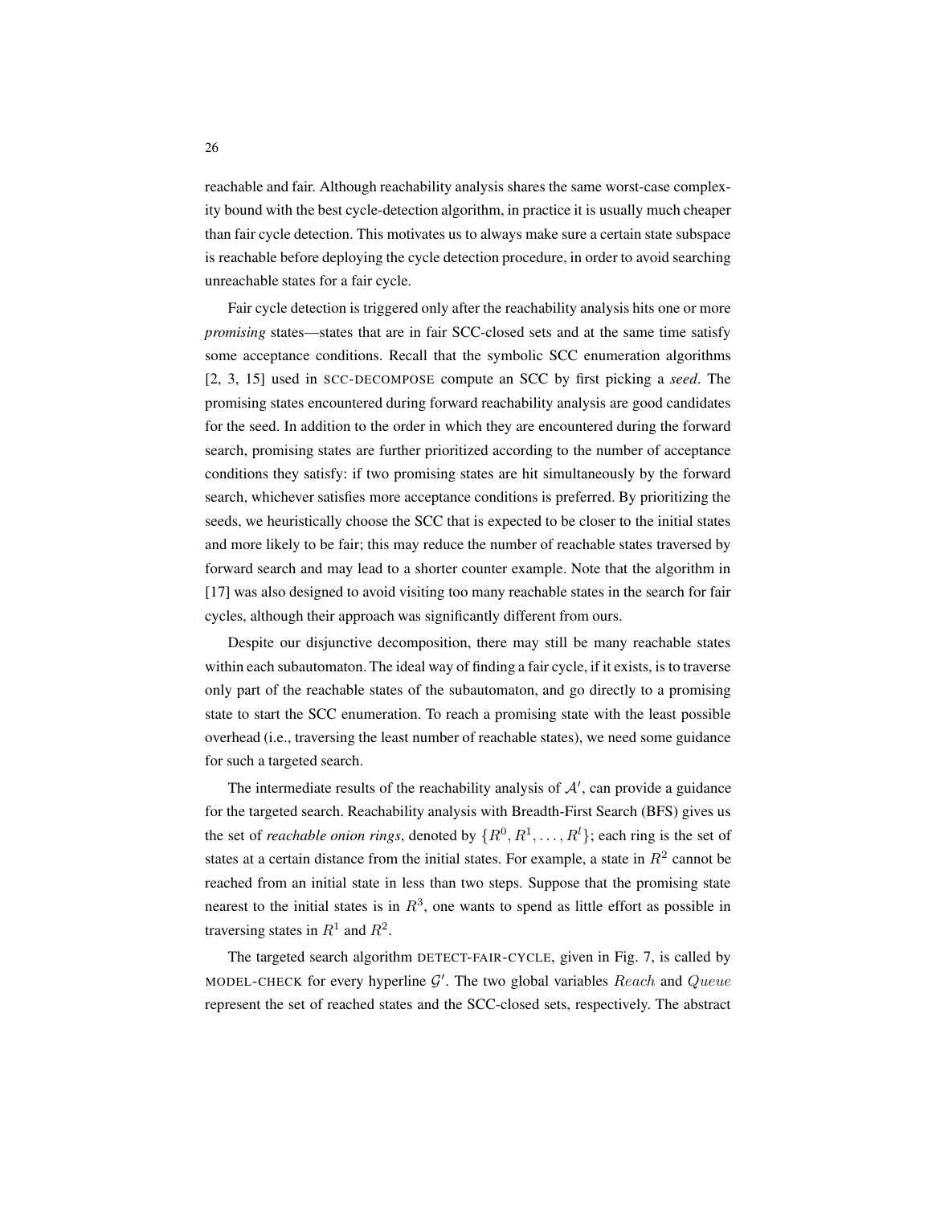reachable and fair. Although reachability analysis shares the same worst-case complexity bound with the best cycle-detection algorithm, in practice it is usually much cheaper than fair cycle detection. This motivates us to always make sure a certain state subspace is reachable before deploying the cycle detection procedure, in order to avoid searching unreachable states for a fair cycle.

Fair cycle detection is triggered only after the reachability analysis hits one or more *promising* states—states that are in fair SCC-closed sets and at the same time satisfy some acceptance conditions. Recall that the symbolic SCC enumeration algorithms [2, 3, 15] used in SCC-DECOMPOSE compute an SCC by first picking a *seed*. The promising states encountered during forward reachability analysis are good candidates for the seed. In addition to the order in which they are encountered during the forward search, promising states are further prioritized according to the number of acceptance conditions they satisfy: if two promising states are hit simultaneously by the forward search, whichever satisfies more acceptance conditions is preferred. By prioritizing the seeds, we heuristically choose the SCC that is expected to be closer to the initial states and more likely to be fair; this may reduce the number of reachable states traversed by forward search and may lead to a shorter counter example. Note that the algorithm in [17] was also designed to avoid visiting too many reachable states in the search for fair cycles, although their approach was significantly different from ours.

Despite our disjunctive decomposition, there may still be many reachable states within each subautomaton. The ideal way of finding a fair cycle, if it exists, is to traverse only part of the reachable states of the subautomaton, and go directly to a promising state to start the SCC enumeration. To reach a promising state with the least possible overhead (i.e., traversing the least number of reachable states), we need some guidance for such a targeted search.

The intermediate results of the reachability analysis of $\mathcal{A}'$, can provide a guidance for the targeted search. Reachability analysis with Breadth-First Search (BFS) gives us the set of *reachable onion rings*, denoted by $\{R^0, R^1, \ldots, R^l\}$; each ring is the set of states at a certain distance from the initial states. For example, a state in $R^2$ cannot be reached from an initial state in less than two steps. Suppose that the promising state nearest to the initial states is in $R^3$, one wants to spend as little effort as possible in traversing states in $R^1$ and $R^2$.

The targeted search algorithm DETECT-FAIR-CYCLE, given in Fig. 7, is called by MODEL-CHECK for every hyperline $\mathcal{G}'$. The two global variables $Reach$ and $Queue$ represent the set of reached states and the SCC-closed sets, respectively. The abstract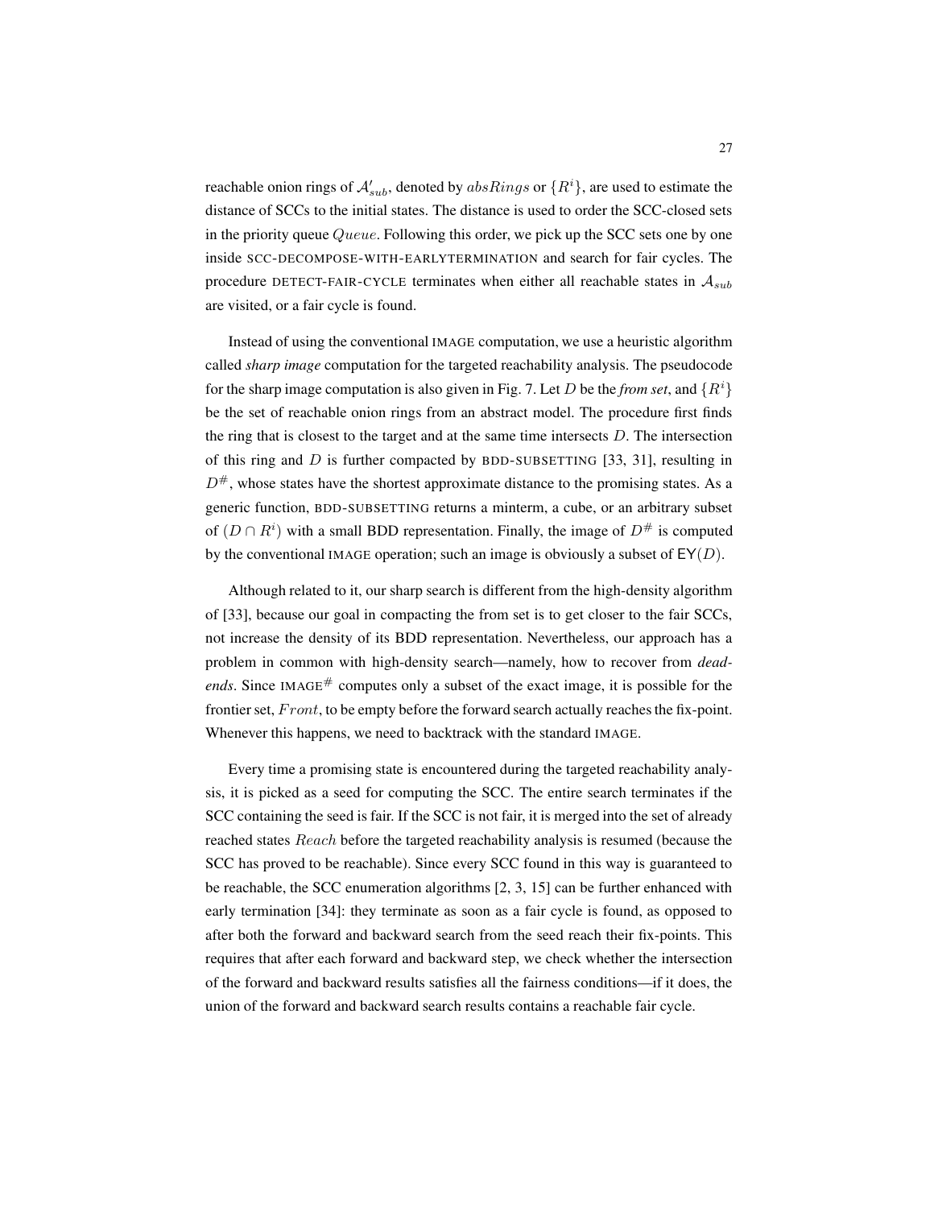reachable onion rings of $\mathcal{A}'_{sub}$, denoted by $absRings$ or $\{R^i\}$, are used to estimate the distance of SCCs to the initial states. The distance is used to order the SCC-closed sets in the priority queue $Queue$. Following this order, we pick up the SCC sets one by one inside SCC-DECOMPOSE-WITH-EARLYTERMINATION and search for fair cycles. The procedure DETECT-FAIR-CYCLE terminates when either all reachable states in $\mathcal{A}_{sub}$ are visited, or a fair cycle is found.

Instead of using the conventional IMAGE computation, we use a heuristic algorithm called *sharp image* computation for the targeted reachability analysis. The pseudocode for the sharp image computation is also given in Fig. 7. Let $D$ be the *from set*, and $\{R^i\}$ be the set of reachable onion rings from an abstract model. The procedure first finds the ring that is closest to the target and at the same time intersects $D$. The intersection of this ring and $D$ is further compacted by BDD-SUBSETTING [33, 31], resulting in $D^{\#}$, whose states have the shortest approximate distance to the promising states. As a generic function, BDD-SUBSETTING returns a minterm, a cube, or an arbitrary subset of $(D \cap R^i)$ with a small BDD representation. Finally, the image of $D^{\#}$ is computed by the conventional IMAGE operation; such an image is obviously a subset of $\mathsf{EY}(D)$.

Although related to it, our sharp search is different from the high-density algorithm of [33], because our goal in compacting the from set is to get closer to the fair SCCs, not increase the density of its BDD representation. Nevertheless, our approach has a problem in common with high-density search—namely, how to recover from *dead-ends*. Since $\text{IMAGE}^{\#}$ computes only a subset of the exact image, it is possible for the frontier set, $Front$, to be empty before the forward search actually reaches the fix-point. Whenever this happens, we need to backtrack with the standard IMAGE.

Every time a promising state is encountered during the targeted reachability analysis, it is picked as a seed for computing the SCC. The entire search terminates if the SCC containing the seed is fair. If the SCC is not fair, it is merged into the set of already reached states $Reach$ before the targeted reachability analysis is resumed (because the SCC has proved to be reachable). Since every SCC found in this way is guaranteed to be reachable, the SCC enumeration algorithms [2, 3, 15] can be further enhanced with early termination [34]: they terminate as soon as a fair cycle is found, as opposed to after both the forward and backward search from the seed reach their fix-points. This requires that after each forward and backward step, we check whether the intersection of the forward and backward results satisfies all the fairness conditions—if it does, the union of the forward and backward search results contains a reachable fair cycle.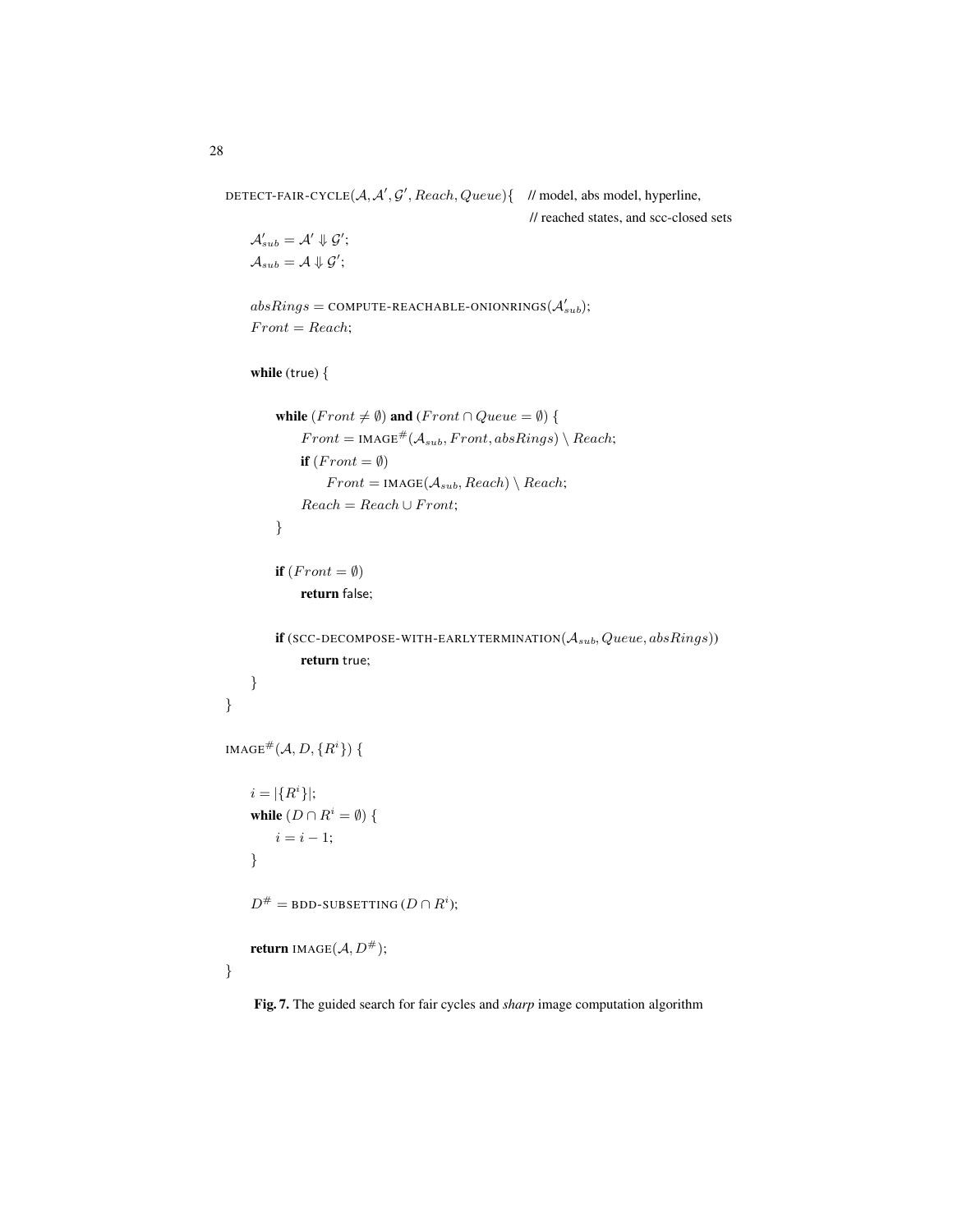```
DETECT-FAIR-CYCLE(A, A', G', Reach, Queue){   // model, abs model, hyperline,
                                              // reached states, and scc-closed sets
    A'_sub = A' ⇓ G';
    A_sub = A ⇓ G';

    absRings = COMPUTE-REACHABLE-ONIONRINGS(A'_sub);
    Front = Reach;

    while (true) {

        while (Front ≠ ∅) and (Front ∩ Queue = ∅) {
            Front = IMAGE#(A_sub, Front, absRings) \ Reach;
            if (Front = ∅)
                Front = IMAGE(A_sub, Reach) \ Reach;
            Reach = Reach ∪ Front;
        }

        if (Front = ∅)
            return false;

        if (SCC-DECOMPOSE-WITH-EARLYTERMINATION(A_sub, Queue, absRings))
            return true;
    }
}

IMAGE#(A, D, {R^i}) {

    i = |{R^i}|;
    while (D ∩ R^i = ∅) {
        i = i − 1;
    }

    D# = BDD-SUBSETTING (D ∩ R^i);

    return IMAGE(A, D#);
}
```

**Fig. 7.** The guided search for fair cycles and *sharp* image computation algorithm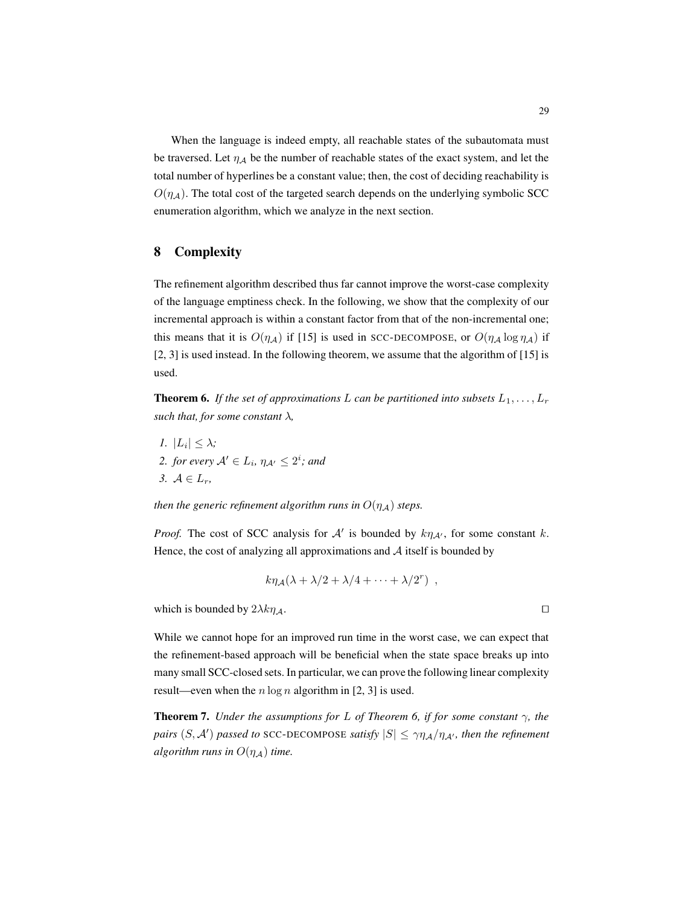When the language is indeed empty, all reachable states of the subautomata must be traversed. Let $\eta_{\mathcal{A}}$ be the number of reachable states of the exact system, and let the total number of hyperlines be a constant value; then, the cost of deciding reachability is $O(\eta_{\mathcal{A}})$. The total cost of the targeted search depends on the underlying symbolic SCC enumeration algorithm, which we analyze in the next section.

## 8 Complexity

The refinement algorithm described thus far cannot improve the worst-case complexity of the language emptiness check. In the following, we show that the complexity of our incremental approach is within a constant factor from that of the non-incremental one; this means that it is $O(\eta_{\mathcal{A}})$ if [15] is used in SCC-DECOMPOSE, or $O(\eta_{\mathcal{A}} \log \eta_{\mathcal{A}})$ if [2, 3] is used instead. In the following theorem, we assume that the algorithm of [15] is used.

**Theorem 6.** *If the set of approximations $L$ can be partitioned into subsets $L_1, \ldots, L_r$ such that, for some constant $\lambda$,*

1. *$|L_i| \leq \lambda$;*
2. *for every $\mathcal{A}' \in L_i$, $\eta_{\mathcal{A}'} \leq 2^i$; and*
3. *$\mathcal{A} \in L_r$,*

*then the generic refinement algorithm runs in $O(\eta_{\mathcal{A}})$ steps.*

*Proof.* The cost of SCC analysis for $\mathcal{A}'$ is bounded by $k\eta_{\mathcal{A}'}$, for some constant $k$. Hence, the cost of analyzing all approximations and $\mathcal{A}$ itself is bounded by

$$k\eta_{\mathcal{A}}(\lambda + \lambda/2 + \lambda/4 + \cdots + \lambda/2^r) \enspace ,$$

which is bounded by $2\lambda k \eta_{\mathcal{A}}$. □

While we cannot hope for an improved run time in the worst case, we can expect that the refinement-based approach will be beneficial when the state space breaks up into many small SCC-closed sets. In particular, we can prove the following linear complexity result—even when the $n \log n$ algorithm in [2, 3] is used.

**Theorem 7.** *Under the assumptions for $L$ of Theorem 6, if for some constant $\gamma$, the pairs $(S, \mathcal{A}')$ passed to SCC-DECOMPOSE satisfy $|S| \leq \gamma\eta_{\mathcal{A}}/\eta_{\mathcal{A}'}$, then the refinement algorithm runs in $O(\eta_{\mathcal{A}})$ time.*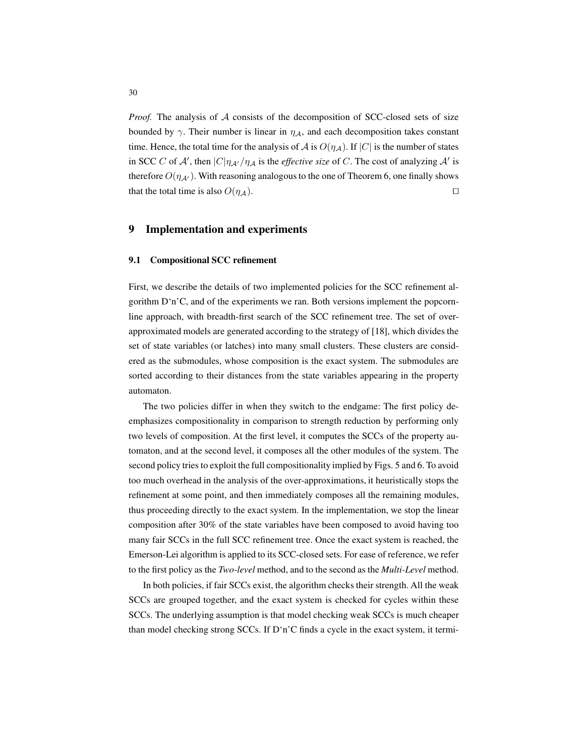*Proof.* The analysis of $\mathcal{A}$ consists of the decomposition of SCC-closed sets of size bounded by $\gamma$. Their number is linear in $\eta_{\mathcal{A}}$, and each decomposition takes constant time. Hence, the total time for the analysis of $\mathcal{A}$ is $O(\eta_{\mathcal{A}})$. If $|C|$ is the number of states in SCC $C$ of $\mathcal{A}'$, then $|C|\eta_{\mathcal{A}'}/\eta_{\mathcal{A}}$ is the *effective size* of $C$. The cost of analyzing $\mathcal{A}'$ is therefore $O(\eta_{\mathcal{A}'})$. With reasoning analogous to the one of Theorem 6, one finally shows that the total time is also $O(\eta_{\mathcal{A}})$. □

## 9 Implementation and experiments

### 9.1 Compositional SCC refinement

First, we describe the details of two implemented policies for the SCC refinement algorithm D'n'C, and of the experiments we ran. Both versions implement the popcorn-line approach, with breadth-first search of the SCC refinement tree. The set of over-approximated models are generated according to the strategy of [18], which divides the set of state variables (or latches) into many small clusters. These clusters are considered as the submodules, whose composition is the exact system. The submodules are sorted according to their distances from the state variables appearing in the property automaton.

The two policies differ in when they switch to the endgame: The first policy deemphasizes compositionality in comparison to strength reduction by performing only two levels of composition. At the first level, it computes the SCCs of the property automaton, and at the second level, it composes all the other modules of the system. The second policy tries to exploit the full compositionality implied by Figs. 5 and 6. To avoid too much overhead in the analysis of the over-approximations, it heuristically stops the refinement at some point, and then immediately composes all the remaining modules, thus proceeding directly to the exact system. In the implementation, we stop the linear composition after 30% of the state variables have been composed to avoid having too many fair SCCs in the full SCC refinement tree. Once the exact system is reached, the Emerson-Lei algorithm is applied to its SCC-closed sets. For ease of reference, we refer to the first policy as the *Two-level* method, and to the second as the *Multi-Level* method.

In both policies, if fair SCCs exist, the algorithm checks their strength. All the weak SCCs are grouped together, and the exact system is checked for cycles within these SCCs. The underlying assumption is that model checking weak SCCs is much cheaper than model checking strong SCCs. If D'n'C finds a cycle in the exact system, it termi-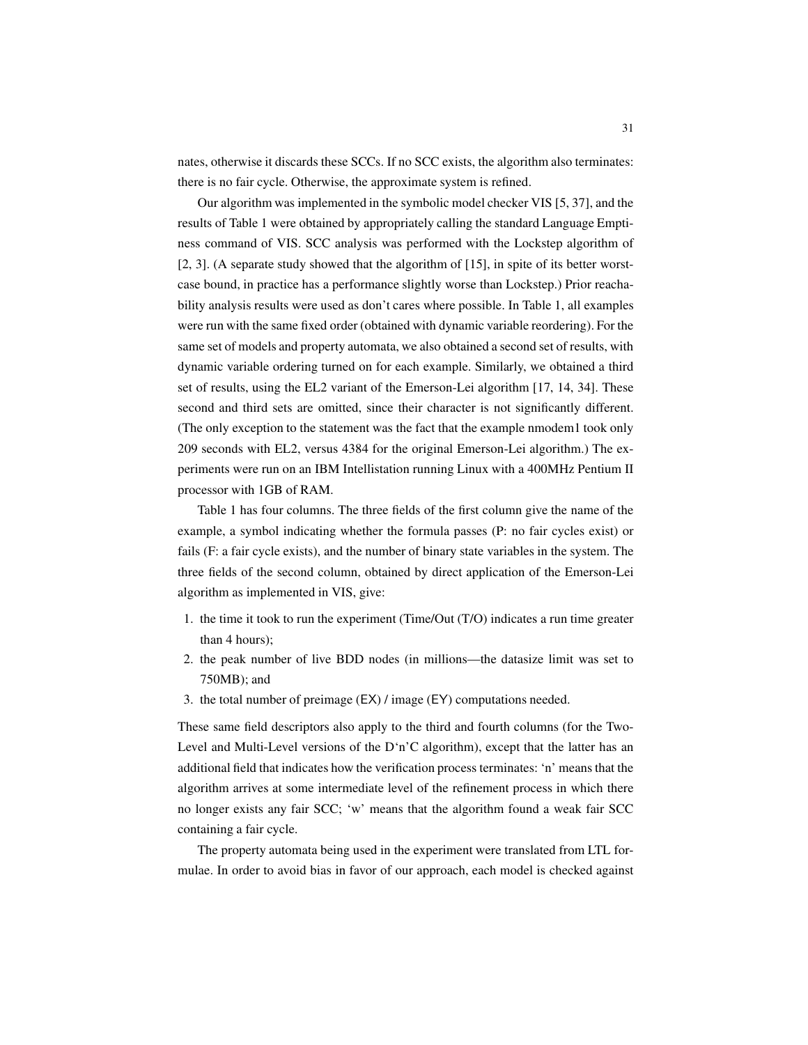nates, otherwise it discards these SCCs. If no SCC exists, the algorithm also terminates: there is no fair cycle. Otherwise, the approximate system is refined.

Our algorithm was implemented in the symbolic model checker VIS [5, 37], and the results of Table 1 were obtained by appropriately calling the standard Language Emptiness command of VIS. SCC analysis was performed with the Lockstep algorithm of [2, 3]. (A separate study showed that the algorithm of [15], in spite of its better worst-case bound, in practice has a performance slightly worse than Lockstep.) Prior reachability analysis results were used as don't cares where possible. In Table 1, all examples were run with the same fixed order (obtained with dynamic variable reordering). For the same set of models and property automata, we also obtained a second set of results, with dynamic variable ordering turned on for each example. Similarly, we obtained a third set of results, using the EL2 variant of the Emerson-Lei algorithm [17, 14, 34]. These second and third sets are omitted, since their character is not significantly different. (The only exception to the statement was the fact that the example nmodem1 took only 209 seconds with EL2, versus 4384 for the original Emerson-Lei algorithm.) The experiments were run on an IBM Intellistation running Linux with a 400MHz Pentium II processor with 1GB of RAM.

Table 1 has four columns. The three fields of the first column give the name of the example, a symbol indicating whether the formula passes (P: no fair cycles exist) or fails (F: a fair cycle exists), and the number of binary state variables in the system. The three fields of the second column, obtained by direct application of the Emerson-Lei algorithm as implemented in VIS, give:

1. the time it took to run the experiment (Time/Out (T/O) indicates a run time greater than 4 hours);
2. the peak number of live BDD nodes (in millions—the datasize limit was set to 750MB); and
3. the total number of preimage (EX) / image (EY) computations needed.

These same field descriptors also apply to the third and fourth columns (for the Two-Level and Multi-Level versions of the D'n'C algorithm), except that the latter has an additional field that indicates how the verification process terminates: 'n' means that the algorithm arrives at some intermediate level of the refinement process in which there no longer exists any fair SCC; 'w' means that the algorithm found a weak fair SCC containing a fair cycle.

The property automata being used in the experiment were translated from LTL formulae. In order to avoid bias in favor of our approach, each model is checked against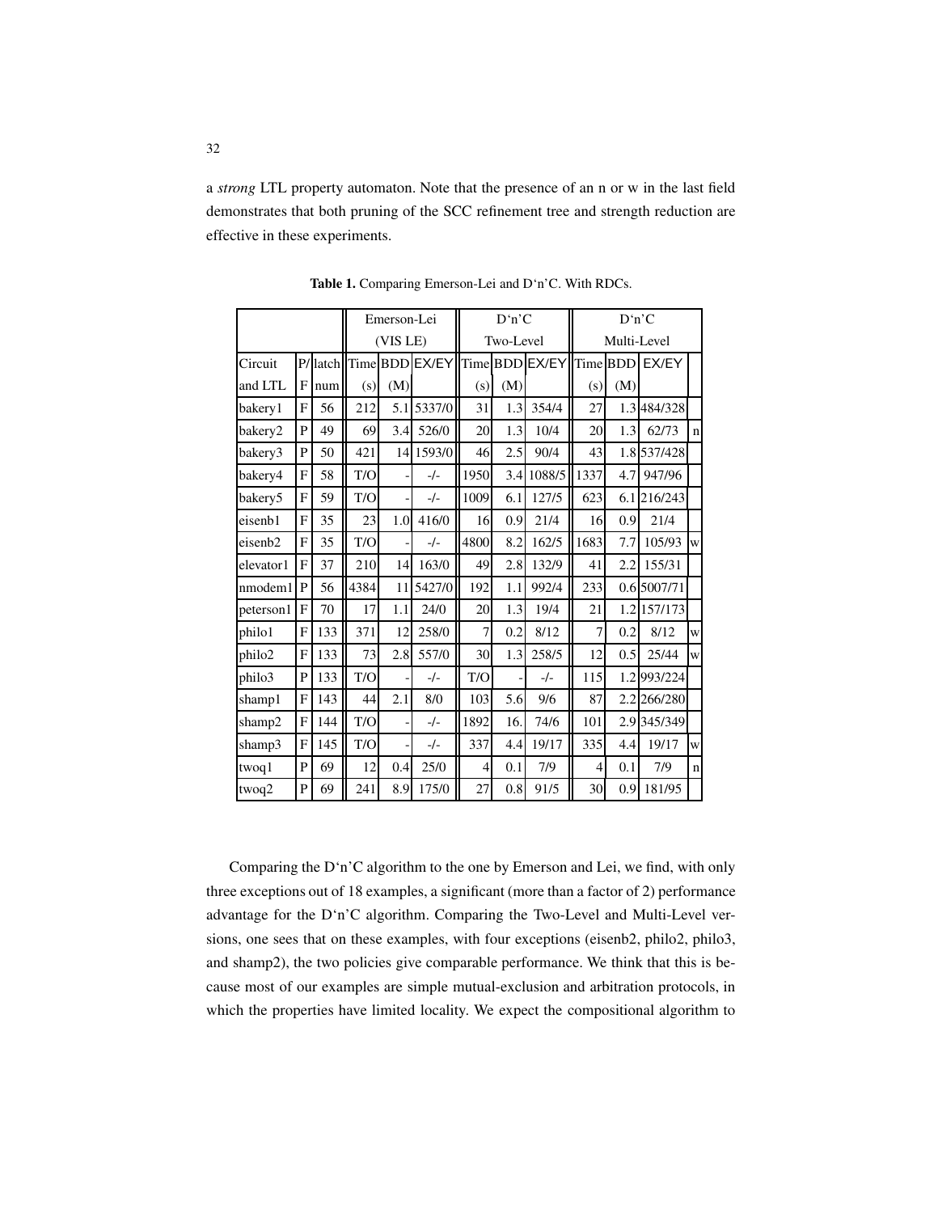a *strong* LTL property automaton. Note that the presence of an n or w in the last field demonstrates that both pruning of the SCC refinement tree and strength reduction are effective in these experiments.

**Table 1.** Comparing Emerson-Lei and D'n'C. With RDCs.

| | | | Emerson-Lei (VIS LE) | | | D'n'C Two-Level | | | D'n'C Multi-Level | | | |
|---|---|---|---|---|---|---|---|---|---|---|---|---|
| Circuit and LTL | P/F | latch num | Time (s) | BDD (M) | EX/EY | Time (s) | BDD (M) | EX/EY | Time (s) | BDD (M) | EX/EY | |
| bakery1 | F | 56 | 212 | 5.1 | 5337/0 | 31 | 1.3 | 354/4 | 27 | 1.3 | 484/328 | |
| bakery2 | P | 49 | 69 | 3.4 | 526/0 | 20 | 1.3 | 10/4 | 20 | 1.3 | 62/73 | n |
| bakery3 | P | 50 | 421 | 14 | 1593/0 | 46 | 2.5 | 90/4 | 43 | 1.8 | 537/428 | |
| bakery4 | F | 58 | T/O | - | -/- | 1950 | 3.4 | 1088/5 | 1337 | 4.7 | 947/96 | |
| bakery5 | F | 59 | T/O | - | -/- | 1009 | 6.1 | 127/5 | 623 | 6.1 | 216/243 | |
| eisenb1 | F | 35 | 23 | 1.0 | 416/0 | 16 | 0.9 | 21/4 | 16 | 0.9 | 21/4 | |
| eisenb2 | F | 35 | T/O | - | -/- | 4800 | 8.2 | 162/5 | 1683 | 7.7 | 105/93 | w |
| elevator1 | F | 37 | 210 | 14 | 163/0 | 49 | 2.8 | 132/9 | 41 | 2.2 | 155/31 | |
| nmodem1 | P | 56 | 4384 | 11 | 5427/0 | 192 | 1.1 | 992/4 | 233 | 0.6 | 5007/71 | |
| peterson1 | F | 70 | 17 | 1.1 | 24/0 | 20 | 1.3 | 19/4 | 21 | 1.2 | 157/173 | |
| philo1 | F | 133 | 371 | 12 | 258/0 | 7 | 0.2 | 8/12 | 7 | 0.2 | 8/12 | w |
| philo2 | F | 133 | 73 | 2.8 | 557/0 | 30 | 1.3 | 258/5 | 12 | 0.5 | 25/44 | w |
| philo3 | P | 133 | T/O | - | -/- | T/O | - | -/- | 115 | 1.2 | 993/224 | |
| shamp1 | F | 143 | 44 | 2.1 | 8/0 | 103 | 5.6 | 9/6 | 87 | 2.2 | 266/280 | |
| shamp2 | F | 144 | T/O | - | -/- | 1892 | 16. | 74/6 | 101 | 2.9 | 345/349 | |
| shamp3 | F | 145 | T/O | - | -/- | 337 | 4.4 | 19/17 | 335 | 4.4 | 19/17 | w |
| twoq1 | P | 69 | 12 | 0.4 | 25/0 | 4 | 0.1 | 7/9 | 4 | 0.1 | 7/9 | n |
| twoq2 | P | 69 | 241 | 8.9 | 175/0 | 27 | 0.8 | 91/5 | 30 | 0.9 | 181/95 | |

Comparing the D'n'C algorithm to the one by Emerson and Lei, we find, with only three exceptions out of 18 examples, a significant (more than a factor of 2) performance advantage for the D'n'C algorithm. Comparing the Two-Level and Multi-Level versions, one sees that on these examples, with four exceptions (eisenb2, philo2, philo3, and shamp2), the two policies give comparable performance. We think that this is because most of our examples are simple mutual-exclusion and arbitration protocols, in which the properties have limited locality. We expect the compositional algorithm to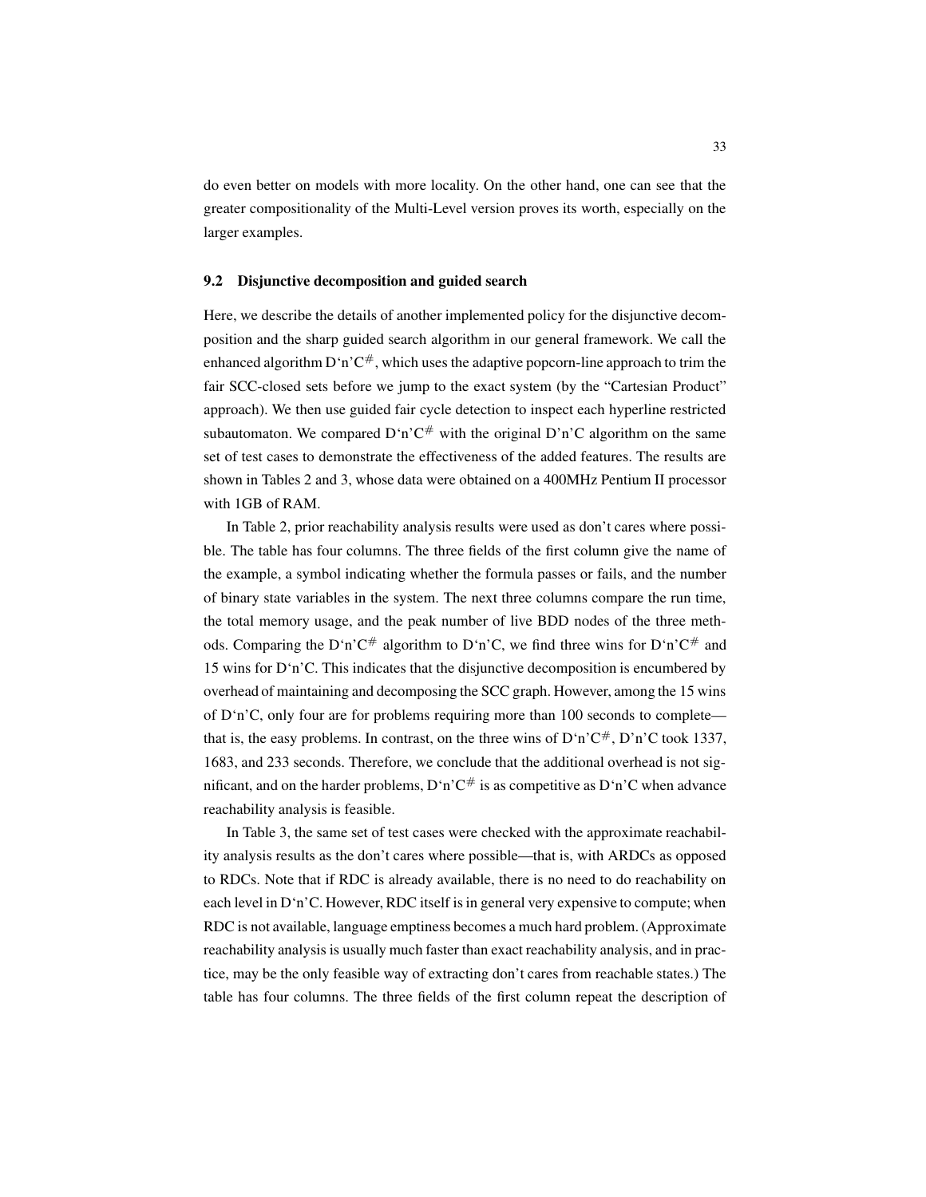do even better on models with more locality. On the other hand, one can see that the greater compositionality of the Multi-Level version proves its worth, especially on the larger examples.

### 9.2 Disjunctive decomposition and guided search

Here, we describe the details of another implemented policy for the disjunctive decomposition and the sharp guided search algorithm in our general framework. We call the enhanced algorithm D'n'C$^{\#}$, which uses the adaptive popcorn-line approach to trim the fair SCC-closed sets before we jump to the exact system (by the "Cartesian Product" approach). We then use guided fair cycle detection to inspect each hyperline restricted subautomaton. We compared D'n'C$^{\#}$ with the original D'n'C algorithm on the same set of test cases to demonstrate the effectiveness of the added features. The results are shown in Tables 2 and 3, whose data were obtained on a 400MHz Pentium II processor with 1GB of RAM.

In Table 2, prior reachability analysis results were used as don't cares where possible. The table has four columns. The three fields of the first column give the name of the example, a symbol indicating whether the formula passes or fails, and the number of binary state variables in the system. The next three columns compare the run time, the total memory usage, and the peak number of live BDD nodes of the three methods. Comparing the D'n'C$^{\#}$ algorithm to D'n'C, we find three wins for D'n'C$^{\#}$ and 15 wins for D'n'C. This indicates that the disjunctive decomposition is encumbered by overhead of maintaining and decomposing the SCC graph. However, among the 15 wins of D'n'C, only four are for problems requiring more than 100 seconds to complete—that is, the easy problems. In contrast, on the three wins of D'n'C$^{\#}$, D'n'C took 1337, 1683, and 233 seconds. Therefore, we conclude that the additional overhead is not significant, and on the harder problems, D'n'C$^{\#}$ is as competitive as D'n'C when advance reachability analysis is feasible.

In Table 3, the same set of test cases were checked with the approximate reachability analysis results as the don't cares where possible—that is, with ARDCs as opposed to RDCs. Note that if RDC is already available, there is no need to do reachability on each level in D'n'C. However, RDC itself is in general very expensive to compute; when RDC is not available, language emptiness becomes a much hard problem. (Approximate reachability analysis is usually much faster than exact reachability analysis, and in practice, may be the only feasible way of extracting don't cares from reachable states.) The table has four columns. The three fields of the first column repeat the description of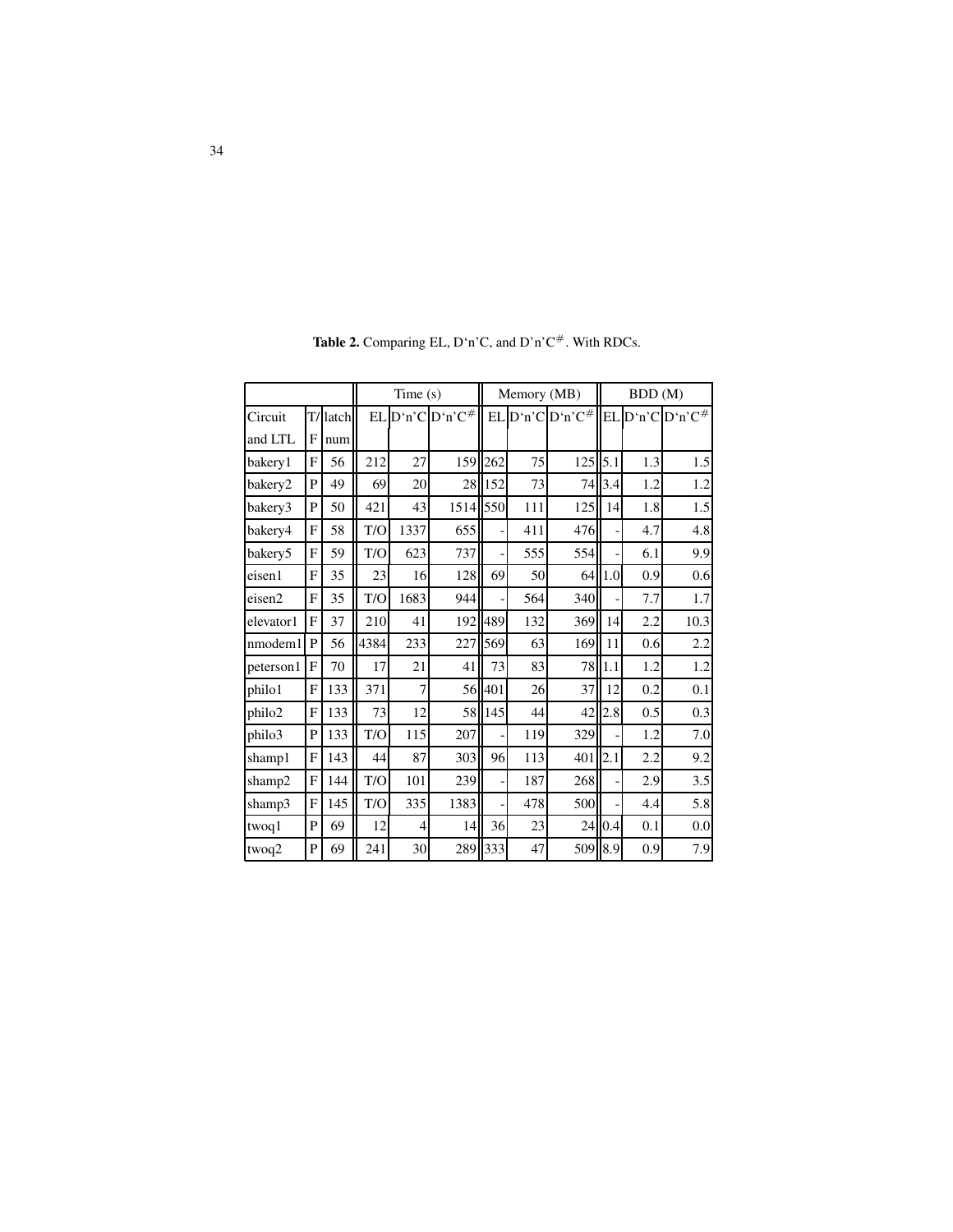**Table 2.** Comparing EL, D'n'C, and D'n'C$^{\#}$. With RDCs.

| | | | Time (s) | | | Memory (MB) | | | BDD (M) | | |
|---|---|---|---|---|---|---|---|---|---|---|---|
| Circuit and LTL | T/F | latch num | EL | D'n'C | D'n'C$^{\#}$ | EL | D'n'C | D'n'C$^{\#}$ | EL | D'n'C | D'n'C$^{\#}$ |
| bakery1 | F | 56 | 212 | 27 | 159 | 262 | 75 | 125 | 5.1 | 1.3 | 1.5 |
| bakery2 | P | 49 | 69 | 20 | 28 | 152 | 73 | 74 | 3.4 | 1.2 | 1.2 |
| bakery3 | P | 50 | 421 | 43 | 1514 | 550 | 111 | 125 | 14 | 1.8 | 1.5 |
| bakery4 | F | 58 | T/O | 1337 | 655 | - | 411 | 476 | - | 4.7 | 4.8 |
| bakery5 | F | 59 | T/O | 623 | 737 | - | 555 | 554 | - | 6.1 | 9.9 |
| eisen1 | F | 35 | 23 | 16 | 128 | 69 | 50 | 64 | 1.0 | 0.9 | 0.6 |
| eisen2 | F | 35 | T/O | 1683 | 944 | - | 564 | 340 | - | 7.7 | 1.7 |
| elevator1 | F | 37 | 210 | 41 | 192 | 489 | 132 | 369 | 14 | 2.2 | 10.3 |
| nmodem1 | P | 56 | 4384 | 233 | 227 | 569 | 63 | 169 | 11 | 0.6 | 2.2 |
| peterson1 | F | 70 | 17 | 21 | 41 | 73 | 83 | 78 | 1.1 | 1.2 | 1.2 |
| philo1 | F | 133 | 371 | 7 | 56 | 401 | 26 | 37 | 12 | 0.2 | 0.1 |
| philo2 | F | 133 | 73 | 12 | 58 | 145 | 44 | 42 | 2.8 | 0.5 | 0.3 |
| philo3 | P | 133 | T/O | 115 | 207 | - | 119 | 329 | - | 1.2 | 7.0 |
| shamp1 | F | 143 | 44 | 87 | 303 | 96 | 113 | 401 | 2.1 | 2.2 | 9.2 |
| shamp2 | F | 144 | T/O | 101 | 239 | - | 187 | 268 | - | 2.9 | 3.5 |
| shamp3 | F | 145 | T/O | 335 | 1383 | - | 478 | 500 | - | 4.4 | 5.8 |
| twoq1 | P | 69 | 12 | 4 | 14 | 36 | 23 | 24 | 0.4 | 0.1 | 0.0 |
| twoq2 | P | 69 | 241 | 30 | 289 | 333 | 47 | 509 | 8.9 | 0.9 | 7.9 |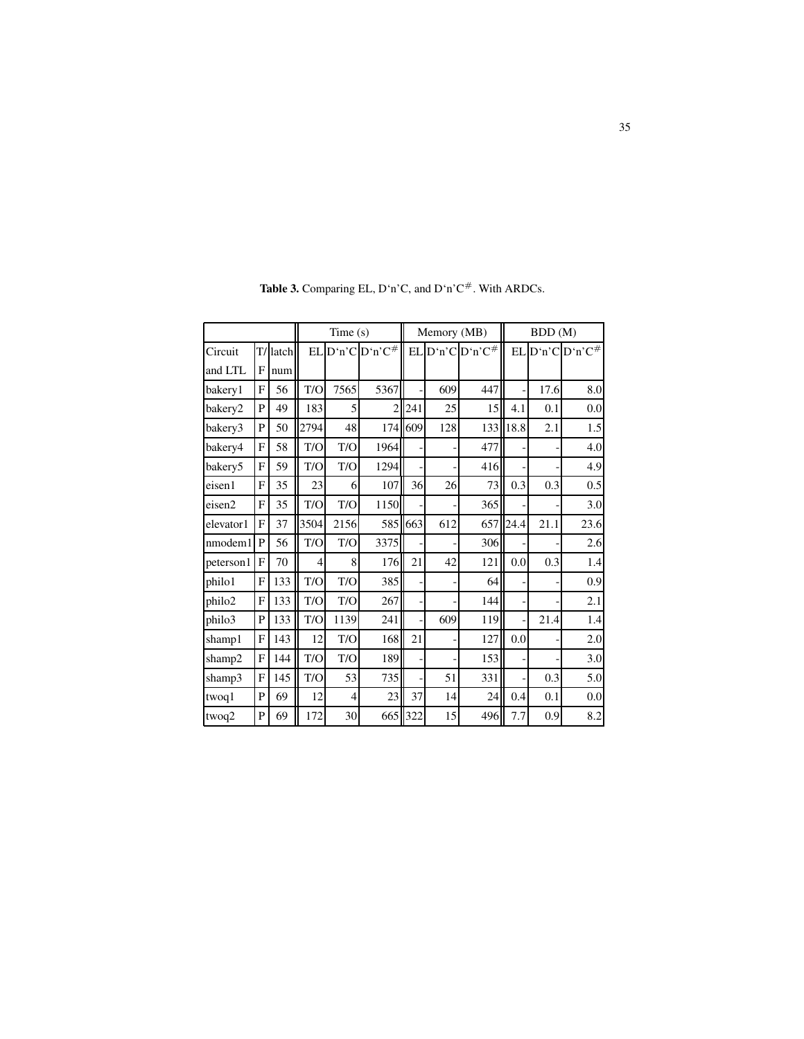**Table 3.** Comparing EL, D'n'C, and D'n'C$^{\#}$. With ARDCs.

| | | | Time (s) | | | Memory (MB) | | | BDD (M) | | |
|---|---|---|---|---|---|---|---|---|---|---|---|
| Circuit and LTL | T/F | latch num | EL | D'n'C | D'n'C$^{\#}$ | EL | D'n'C | D'n'C$^{\#}$ | EL | D'n'C | D'n'C$^{\#}$ |
| bakery1 | F | 56 | T/O | 7565 | 5367 | - | 609 | 447 | - | 17.6 | 8.0 |
| bakery2 | P | 49 | 183 | 5 | 2 | 241 | 25 | 15 | 4.1 | 0.1 | 0.0 |
| bakery3 | P | 50 | 2794 | 48 | 174 | 609 | 128 | 133 | 18.8 | 2.1 | 1.5 |
| bakery4 | F | 58 | T/O | T/O | 1964 | - | - | 477 | - | - | 4.0 |
| bakery5 | F | 59 | T/O | T/O | 1294 | - | - | 416 | - | - | 4.9 |
| eisen1 | F | 35 | 23 | 6 | 107 | 36 | 26 | 73 | 0.3 | 0.3 | 0.5 |
| eisen2 | F | 35 | T/O | T/O | 1150 | - | - | 365 | - | - | 3.0 |
| elevator1 | F | 37 | 3504 | 2156 | 585 | 663 | 612 | 657 | 24.4 | 21.1 | 23.6 |
| nmodem1 | P | 56 | T/O | T/O | 3375 | - | - | 306 | - | - | 2.6 |
| peterson1 | F | 70 | 4 | 8 | 176 | 21 | 42 | 121 | 0.0 | 0.3 | 1.4 |
| philo1 | F | 133 | T/O | T/O | 385 | - | - | 64 | - | - | 0.9 |
| philo2 | F | 133 | T/O | T/O | 267 | - | - | 144 | - | - | 2.1 |
| philo3 | P | 133 | T/O | 1139 | 241 | - | 609 | 119 | - | 21.4 | 1.4 |
| shamp1 | F | 143 | 12 | T/O | 168 | 21 | - | 127 | 0.0 | - | 2.0 |
| shamp2 | F | 144 | T/O | T/O | 189 | - | - | 153 | - | - | 3.0 |
| shamp3 | F | 145 | T/O | 53 | 735 | - | 51 | 331 | - | 0.3 | 5.0 |
| twoq1 | P | 69 | 12 | 4 | 23 | 37 | 14 | 24 | 0.4 | 0.1 | 0.0 |
| twoq2 | P | 69 | 172 | 30 | 665 | 322 | 15 | 496 | 7.7 | 0.9 | 8.2 |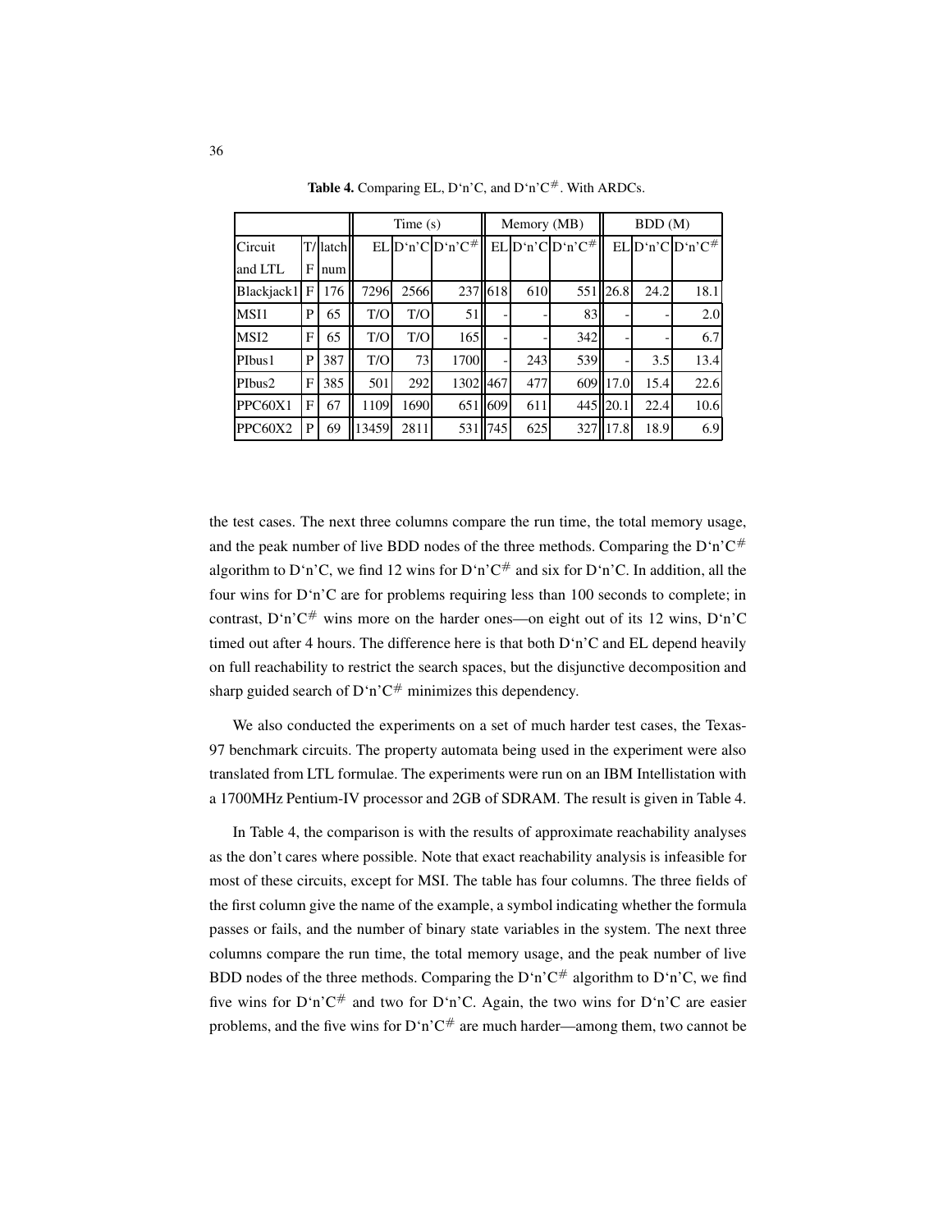**Table 4.** Comparing EL, D'n'C, and D'n'C$^{\#}$. With ARDCs.

| Circuit and LTL | T/F | latch num | Time (s) | | | Memory (MB) | | | BDD (M) | | |
|---|---|---|---|---|---|---|---|---|---|---|---|
| | | | EL | D'n'C | D'n'C$^{\#}$ | EL | D'n'C | D'n'C$^{\#}$ | EL | D'n'C | D'n'C$^{\#}$ |
| Blackjack1 | F | 176 | 7296 | 2566 | 237 | 618 | 610 | 551 | 26.8 | 24.2 | 18.1 |
| MSI1 | P | 65 | T/O | T/O | 51 | - | - | 83 | - | - | 2.0 |
| MSI2 | F | 65 | T/O | T/O | 165 | - | - | 342 | - | - | 6.7 |
| PIbus1 | P | 387 | T/O | 73 | 1700 | - | 243 | 539 | - | 3.5 | 13.4 |
| PIbus2 | F | 385 | 501 | 292 | 1302 | 467 | 477 | 609 | 17.0 | 15.4 | 22.6 |
| PPC60X1 | F | 67 | 1109 | 1690 | 651 | 609 | 611 | 445 | 20.1 | 22.4 | 10.6 |
| PPC60X2 | P | 69 | 13459 | 2811 | 531 | 745 | 625 | 327 | 17.8 | 18.9 | 6.9 |

the test cases. The next three columns compare the run time, the total memory usage, and the peak number of live BDD nodes of the three methods. Comparing the D'n'C$^{\#}$ algorithm to D'n'C, we find 12 wins for D'n'C$^{\#}$ and six for D'n'C. In addition, all the four wins for D'n'C are for problems requiring less than 100 seconds to complete; in contrast, D'n'C$^{\#}$ wins more on the harder ones—on eight out of its 12 wins, D'n'C timed out after 4 hours. The difference here is that both D'n'C and EL depend heavily on full reachability to restrict the search spaces, but the disjunctive decomposition and sharp guided search of D'n'C$^{\#}$ minimizes this dependency.

We also conducted the experiments on a set of much harder test cases, the Texas-97 benchmark circuits. The property automata being used in the experiment were also translated from LTL formulae. The experiments were run on an IBM Intellistation with a 1700MHz Pentium-IV processor and 2GB of SDRAM. The result is given in Table 4.

In Table 4, the comparison is with the results of approximate reachability analyses as the don't cares where possible. Note that exact reachability analysis is infeasible for most of these circuits, except for MSI. The table has four columns. The three fields of the first column give the name of the example, a symbol indicating whether the formula passes or fails, and the number of binary state variables in the system. The next three columns compare the run time, the total memory usage, and the peak number of live BDD nodes of the three methods. Comparing the D'n'C$^{\#}$ algorithm to D'n'C, we find five wins for D'n'C$^{\#}$ and two for D'n'C. Again, the two wins for D'n'C are easier problems, and the five wins for D'n'C$^{\#}$ are much harder—among them, two cannot be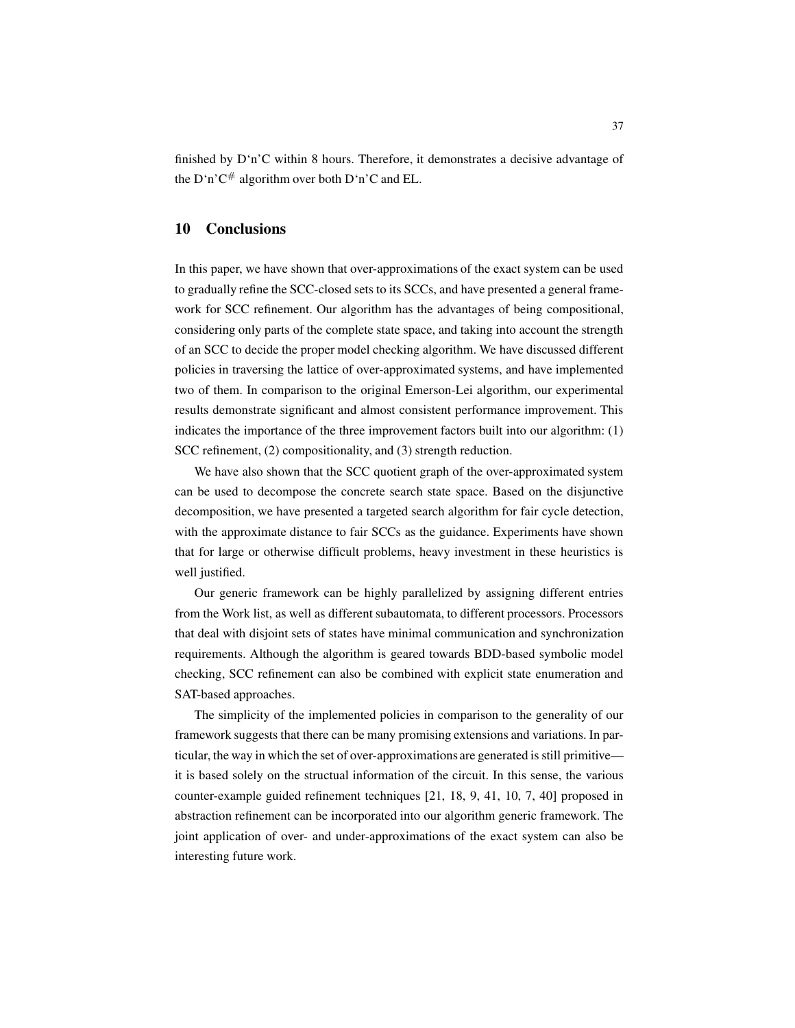finished by D'n'C within 8 hours. Therefore, it demonstrates a decisive advantage of the D'n'C$^{\#}$ algorithm over both D'n'C and EL.

## 10 Conclusions

In this paper, we have shown that over-approximations of the exact system can be used to gradually refine the SCC-closed sets to its SCCs, and have presented a general framework for SCC refinement. Our algorithm has the advantages of being compositional, considering only parts of the complete state space, and taking into account the strength of an SCC to decide the proper model checking algorithm. We have discussed different policies in traversing the lattice of over-approximated systems, and have implemented two of them. In comparison to the original Emerson-Lei algorithm, our experimental results demonstrate significant and almost consistent performance improvement. This indicates the importance of the three improvement factors built into our algorithm: (1) SCC refinement, (2) compositionality, and (3) strength reduction.

We have also shown that the SCC quotient graph of the over-approximated system can be used to decompose the concrete search state space. Based on the disjunctive decomposition, we have presented a targeted search algorithm for fair cycle detection, with the approximate distance to fair SCCs as the guidance. Experiments have shown that for large or otherwise difficult problems, heavy investment in these heuristics is well justified.

Our generic framework can be highly parallelized by assigning different entries from the Work list, as well as different subautomata, to different processors. Processors that deal with disjoint sets of states have minimal communication and synchronization requirements. Although the algorithm is geared towards BDD-based symbolic model checking, SCC refinement can also be combined with explicit state enumeration and SAT-based approaches.

The simplicity of the implemented policies in comparison to the generality of our framework suggests that there can be many promising extensions and variations. In particular, the way in which the set of over-approximations are generated is still primitive—it is based solely on the structual information of the circuit. In this sense, the various counter-example guided refinement techniques [21, 18, 9, 41, 10, 7, 40] proposed in abstraction refinement can be incorporated into our algorithm generic framework. The joint application of over- and under-approximations of the exact system can also be interesting future work.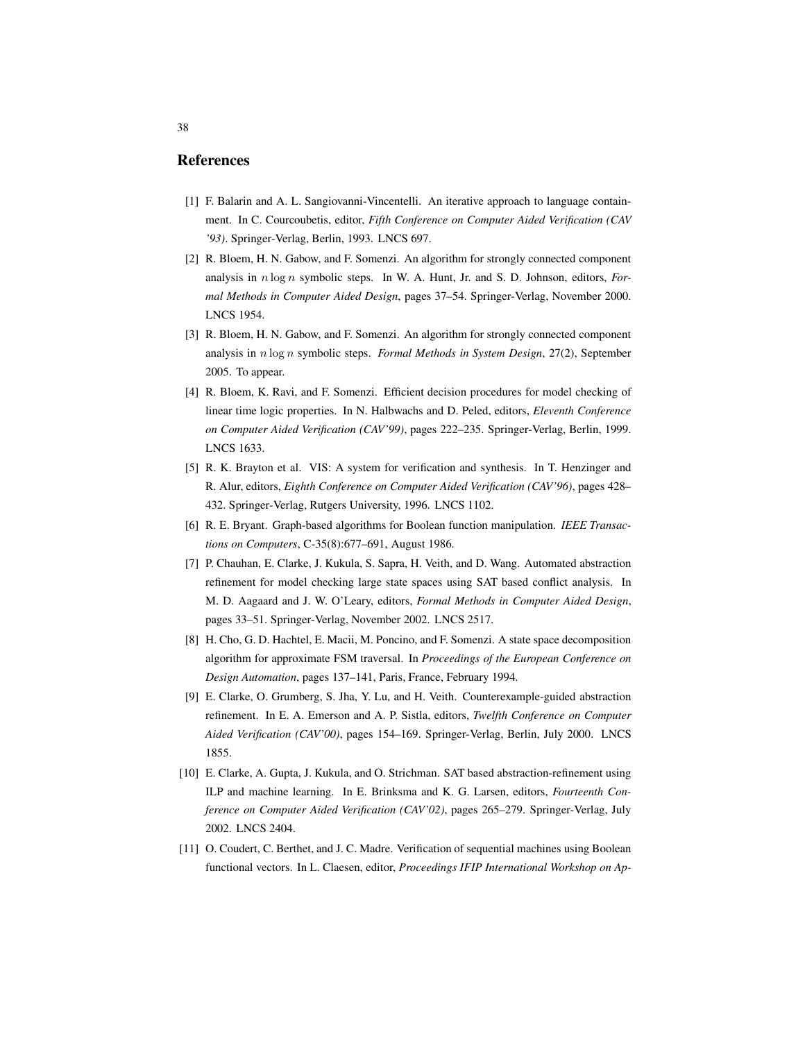## References

[1] F. Balarin and A. L. Sangiovanni-Vincentelli. An iterative approach to language containment. In C. Courcoubetis, editor, *Fifth Conference on Computer Aided Verification (CAV '93)*. Springer-Verlag, Berlin, 1993. LNCS 697.

[2] R. Bloem, H. N. Gabow, and F. Somenzi. An algorithm for strongly connected component analysis in $n \log n$ symbolic steps. In W. A. Hunt, Jr. and S. D. Johnson, editors, *Formal Methods in Computer Aided Design*, pages 37–54. Springer-Verlag, November 2000. LNCS 1954.

[3] R. Bloem, H. N. Gabow, and F. Somenzi. An algorithm for strongly connected component analysis in $n \log n$ symbolic steps. *Formal Methods in System Design*, 27(2), September 2005. To appear.

[4] R. Bloem, K. Ravi, and F. Somenzi. Efficient decision procedures for model checking of linear time logic properties. In N. Halbwachs and D. Peled, editors, *Eleventh Conference on Computer Aided Verification (CAV'99)*, pages 222–235. Springer-Verlag, Berlin, 1999. LNCS 1633.

[5] R. K. Brayton et al. VIS: A system for verification and synthesis. In T. Henzinger and R. Alur, editors, *Eighth Conference on Computer Aided Verification (CAV'96)*, pages 428–432. Springer-Verlag, Rutgers University, 1996. LNCS 1102.

[6] R. E. Bryant. Graph-based algorithms for Boolean function manipulation. *IEEE Transactions on Computers*, C-35(8):677–691, August 1986.

[7] P. Chauhan, E. Clarke, J. Kukula, S. Sapra, H. Veith, and D. Wang. Automated abstraction refinement for model checking large state spaces using SAT based conflict analysis. In M. D. Aagaard and J. W. O'Leary, editors, *Formal Methods in Computer Aided Design*, pages 33–51. Springer-Verlag, November 2002. LNCS 2517.

[8] H. Cho, G. D. Hachtel, E. Macii, M. Poncino, and F. Somenzi. A state space decomposition algorithm for approximate FSM traversal. In *Proceedings of the European Conference on Design Automation*, pages 137–141, Paris, France, February 1994.

[9] E. Clarke, O. Grumberg, S. Jha, Y. Lu, and H. Veith. Counterexample-guided abstraction refinement. In E. A. Emerson and A. P. Sistla, editors, *Twelfth Conference on Computer Aided Verification (CAV'00)*, pages 154–169. Springer-Verlag, Berlin, July 2000. LNCS 1855.

[10] E. Clarke, A. Gupta, J. Kukula, and O. Strichman. SAT based abstraction-refinement using ILP and machine learning. In E. Brinksma and K. G. Larsen, editors, *Fourteenth Conference on Computer Aided Verification (CAV'02)*, pages 265–279. Springer-Verlag, July 2002. LNCS 2404.

[11] O. Coudert, C. Berthet, and J. C. Madre. Verification of sequential machines using Boolean functional vectors. In L. Claesen, editor, *Proceedings IFIP International Workshop on Ap-*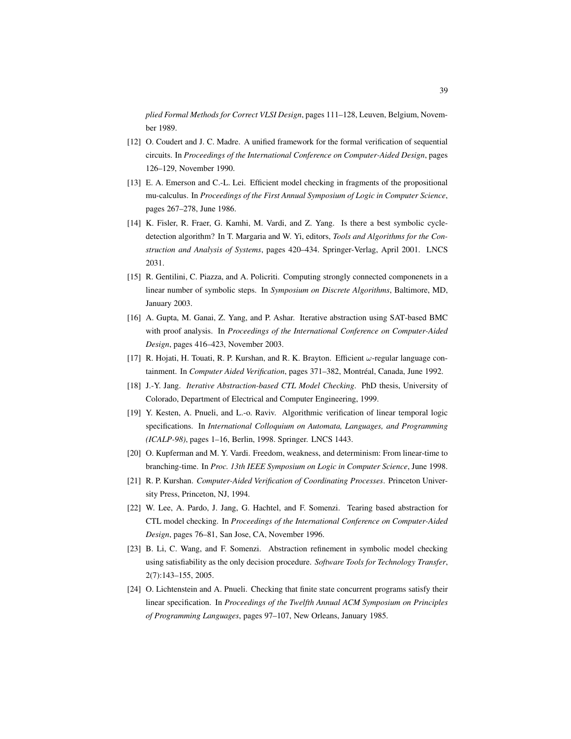*plied Formal Methods for Correct VLSI Design*, pages 111–128, Leuven, Belgium, November 1989.

[12] O. Coudert and J. C. Madre. A unified framework for the formal verification of sequential circuits. In *Proceedings of the International Conference on Computer-Aided Design*, pages 126–129, November 1990.

[13] E. A. Emerson and C.-L. Lei. Efficient model checking in fragments of the propositional mu-calculus. In *Proceedings of the First Annual Symposium of Logic in Computer Science*, pages 267–278, June 1986.

[14] K. Fisler, R. Fraer, G. Kamhi, M. Vardi, and Z. Yang. Is there a best symbolic cycle-detection algorithm? In T. Margaria and W. Yi, editors, *Tools and Algorithms for the Construction and Analysis of Systems*, pages 420–434. Springer-Verlag, April 2001. LNCS 2031.

[15] R. Gentilini, C. Piazza, and A. Policriti. Computing strongly connected componenets in a linear number of symbolic steps. In *Symposium on Discrete Algorithms*, Baltimore, MD, January 2003.

[16] A. Gupta, M. Ganai, Z. Yang, and P. Ashar. Iterative abstraction using SAT-based BMC with proof analysis. In *Proceedings of the International Conference on Computer-Aided Design*, pages 416–423, November 2003.

[17] R. Hojati, H. Touati, R. P. Kurshan, and R. K. Brayton. Efficient $\omega$-regular language containment. In *Computer Aided Verification*, pages 371–382, Montréal, Canada, June 1992.

[18] J.-Y. Jang. *Iterative Abstraction-based CTL Model Checking*. PhD thesis, University of Colorado, Department of Electrical and Computer Engineering, 1999.

[19] Y. Kesten, A. Pnueli, and L.-o. Raviv. Algorithmic verification of linear temporal logic specifications. In *International Colloquium on Automata, Languages, and Programming (ICALP-98)*, pages 1–16, Berlin, 1998. Springer. LNCS 1443.

[20] O. Kupferman and M. Y. Vardi. Freedom, weakness, and determinism: From linear-time to branching-time. In *Proc. 13th IEEE Symposium on Logic in Computer Science*, June 1998.

[21] R. P. Kurshan. *Computer-Aided Verification of Coordinating Processes*. Princeton University Press, Princeton, NJ, 1994.

[22] W. Lee, A. Pardo, J. Jang, G. Hachtel, and F. Somenzi. Tearing based abstraction for CTL model checking. In *Proceedings of the International Conference on Computer-Aided Design*, pages 76–81, San Jose, CA, November 1996.

[23] B. Li, C. Wang, and F. Somenzi. Abstraction refinement in symbolic model checking using satisfiability as the only decision procedure. *Software Tools for Technology Transfer*, 2(7):143–155, 2005.

[24] O. Lichtenstein and A. Pnueli. Checking that finite state concurrent programs satisfy their linear specification. In *Proceedings of the Twelfth Annual ACM Symposium on Principles of Programming Languages*, pages 97–107, New Orleans, January 1985.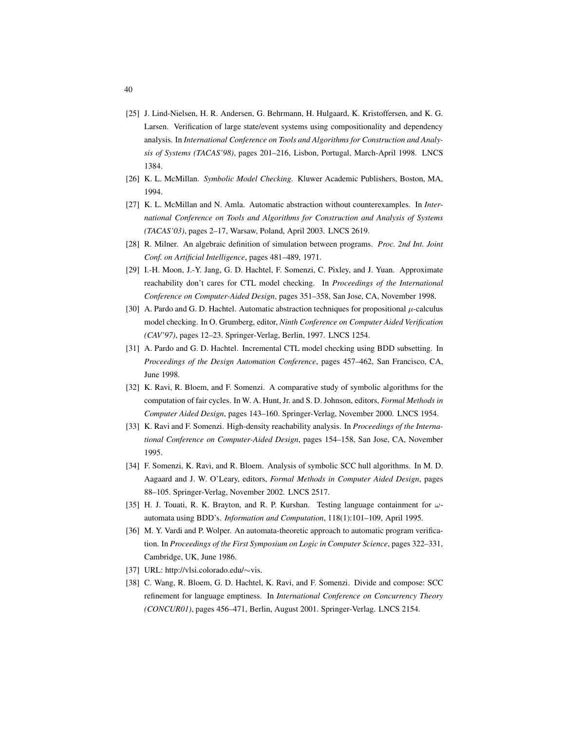[25] J. Lind-Nielsen, H. R. Andersen, G. Behrmann, H. Hulgaard, K. Kristoffersen, and K. G. Larsen. Verification of large state/event systems using compositionality and dependency analysis. In *International Conference on Tools and Algorithms for Construction and Analysis of Systems (TACAS'98)*, pages 201–216, Lisbon, Portugal, March-April 1998. LNCS 1384.

[26] K. L. McMillan. *Symbolic Model Checking*. Kluwer Academic Publishers, Boston, MA, 1994.

[27] K. L. McMillan and N. Amla. Automatic abstraction without counterexamples. In *International Conference on Tools and Algorithms for Construction and Analysis of Systems (TACAS'03)*, pages 2–17, Warsaw, Poland, April 2003. LNCS 2619.

[28] R. Milner. An algebraic definition of simulation between programs. *Proc. 2nd Int. Joint Conf. on Artificial Intelligence*, pages 481–489, 1971.

[29] I.-H. Moon, J.-Y. Jang, G. D. Hachtel, F. Somenzi, C. Pixley, and J. Yuan. Approximate reachability don't cares for CTL model checking. In *Proceedings of the International Conference on Computer-Aided Design*, pages 351–358, San Jose, CA, November 1998.

[30] A. Pardo and G. D. Hachtel. Automatic abstraction techniques for propositional $\mu$-calculus model checking. In O. Grumberg, editor, *Ninth Conference on Computer Aided Verification (CAV'97)*, pages 12–23. Springer-Verlag, Berlin, 1997. LNCS 1254.

[31] A. Pardo and G. D. Hachtel. Incremental CTL model checking using BDD subsetting. In *Proceedings of the Design Automation Conference*, pages 457–462, San Francisco, CA, June 1998.

[32] K. Ravi, R. Bloem, and F. Somenzi. A comparative study of symbolic algorithms for the computation of fair cycles. In W. A. Hunt, Jr. and S. D. Johnson, editors, *Formal Methods in Computer Aided Design*, pages 143–160. Springer-Verlag, November 2000. LNCS 1954.

[33] K. Ravi and F. Somenzi. High-density reachability analysis. In *Proceedings of the International Conference on Computer-Aided Design*, pages 154–158, San Jose, CA, November 1995.

[34] F. Somenzi, K. Ravi, and R. Bloem. Analysis of symbolic SCC hull algorithms. In M. D. Aagaard and J. W. O'Leary, editors, *Formal Methods in Computer Aided Design*, pages 88–105. Springer-Verlag, November 2002. LNCS 2517.

[35] H. J. Touati, R. K. Brayton, and R. P. Kurshan. Testing language containment for $\omega$-automata using BDD's. *Information and Computation*, 118(1):101–109, April 1995.

[36] M. Y. Vardi and P. Wolper. An automata-theoretic approach to automatic program verification. In *Proceedings of the First Symposium on Logic in Computer Science*, pages 322–331, Cambridge, UK, June 1986.

[37] URL: http://vlsi.colorado.edu/$\sim$vis.

[38] C. Wang, R. Bloem, G. D. Hachtel, K. Ravi, and F. Somenzi. Divide and compose: SCC refinement for language emptiness. In *International Conference on Concurrency Theory (CONCUR01)*, pages 456–471, Berlin, August 2001. Springer-Verlag. LNCS 2154.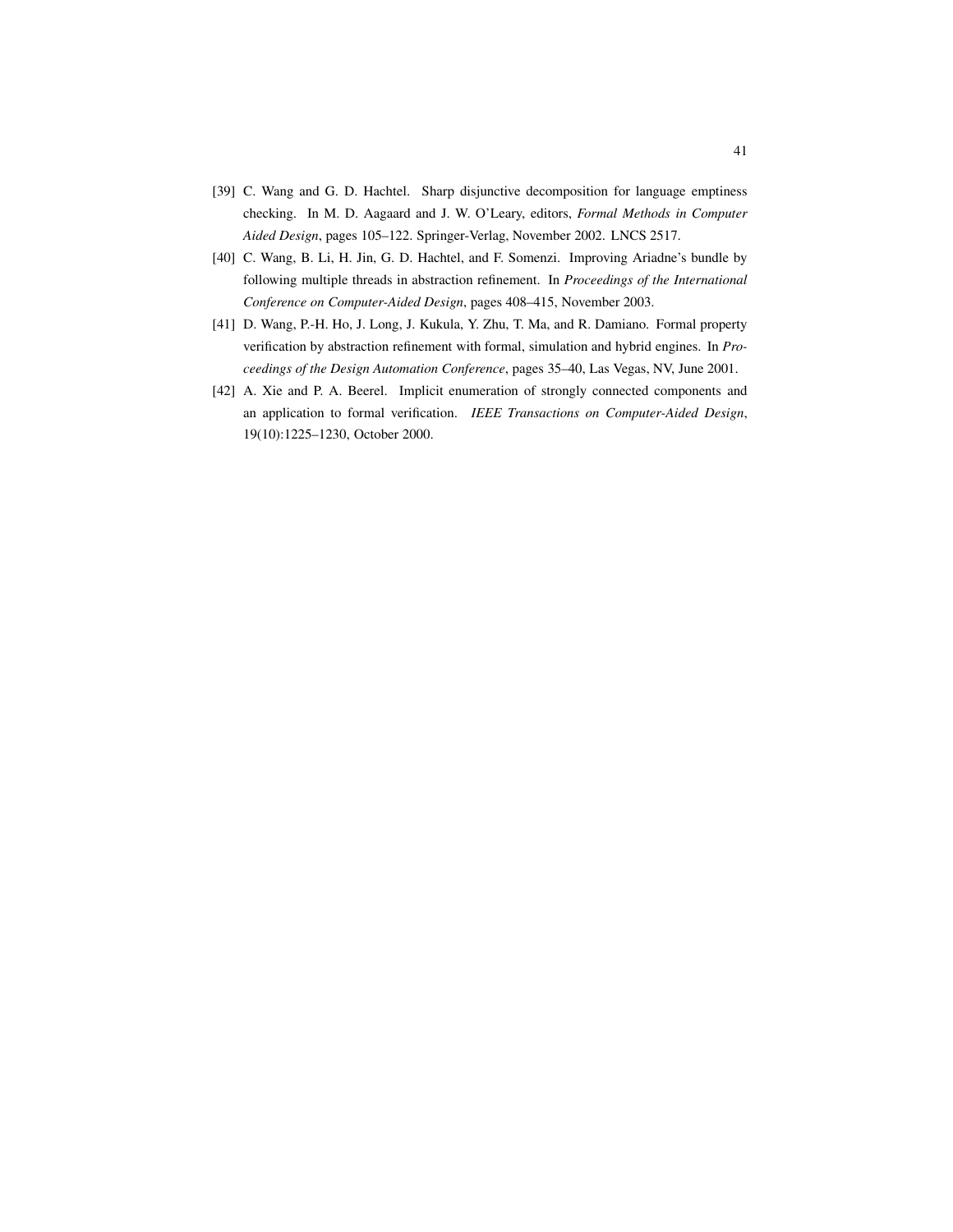[39] C. Wang and G. D. Hachtel. Sharp disjunctive decomposition for language emptiness checking. In M. D. Aagaard and J. W. O'Leary, editors, *Formal Methods in Computer Aided Design*, pages 105–122. Springer-Verlag, November 2002. LNCS 2517.

[40] C. Wang, B. Li, H. Jin, G. D. Hachtel, and F. Somenzi. Improving Ariadne's bundle by following multiple threads in abstraction refinement. In *Proceedings of the International Conference on Computer-Aided Design*, pages 408–415, November 2003.

[41] D. Wang, P.-H. Ho, J. Long, J. Kukula, Y. Zhu, T. Ma, and R. Damiano. Formal property verification by abstraction refinement with formal, simulation and hybrid engines. In *Proceedings of the Design Automation Conference*, pages 35–40, Las Vegas, NV, June 2001.

[42] A. Xie and P. A. Beerel. Implicit enumeration of strongly connected components and an application to formal verification. *IEEE Transactions on Computer-Aided Design*, 19(10):1225–1230, October 2000.